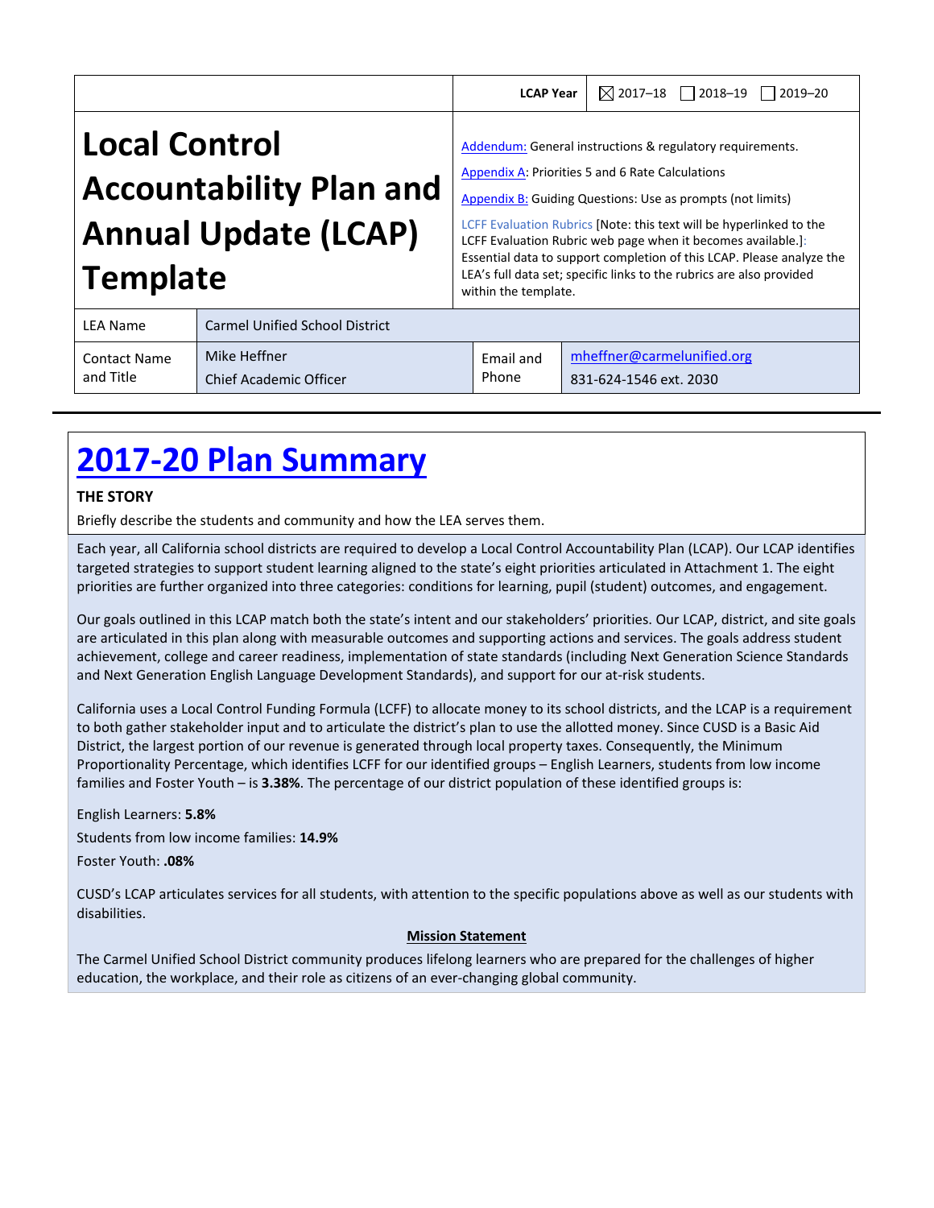| | LCAP Year | ☒ 2017–18 ☐ 2018–19 ☐ 2019–20 |
|---|---|---|

# Local Control Accountability Plan and Annual Update (LCAP) Template

Addendum: General instructions & regulatory requirements.

Appendix A: Priorities 5 and 6 Rate Calculations

Appendix B: Guiding Questions: Use as prompts (not limits)

LCFF Evaluation Rubrics [Note: this text will be hyperlinked to the LCFF Evaluation Rubric web page when it becomes available.]: Essential data to support completion of this LCAP. Please analyze the LEA's full data set; specific links to the rubrics are also provided within the template.

| LEA Name | Carmel Unified School District | | |
|---|---|---|---|
| Contact Name and Title | Mike Heffner<br>Chief Academic Officer | Email and Phone | mheffner@carmelunified.org<br>831-624-1546 ext. 2030 |

# 2017-20 Plan Summary

**THE STORY**

Briefly describe the students and community and how the LEA serves them.

Each year, all California school districts are required to develop a Local Control Accountability Plan (LCAP). Our LCAP identifies targeted strategies to support student learning aligned to the state's eight priorities articulated in Attachment 1. The eight priorities are further organized into three categories: conditions for learning, pupil (student) outcomes, and engagement.

Our goals outlined in this LCAP match both the state's intent and our stakeholders' priorities. Our LCAP, district, and site goals are articulated in this plan along with measurable outcomes and supporting actions and services. The goals address student achievement, college and career readiness, implementation of state standards (including Next Generation Science Standards and Next Generation English Language Development Standards), and support for our at-risk students.

California uses a Local Control Funding Formula (LCFF) to allocate money to its school districts, and the LCAP is a requirement to both gather stakeholder input and to articulate the district's plan to use the allotted money. Since CUSD is a Basic Aid District, the largest portion of our revenue is generated through local property taxes. Consequently, the Minimum Proportionality Percentage, which identifies LCFF for our identified groups – English Learners, students from low income families and Foster Youth – is **3.38%**. The percentage of our district population of these identified groups is:

English Learners: **5.8%**

Students from low income families: **14.9%**

Foster Youth: **.08%**

CUSD's LCAP articulates services for all students, with attention to the specific populations above as well as our students with disabilities.

**Mission Statement**

The Carmel Unified School District community produces lifelong learners who are prepared for the challenges of higher education, the workplace, and their role as citizens of an ever-changing global community.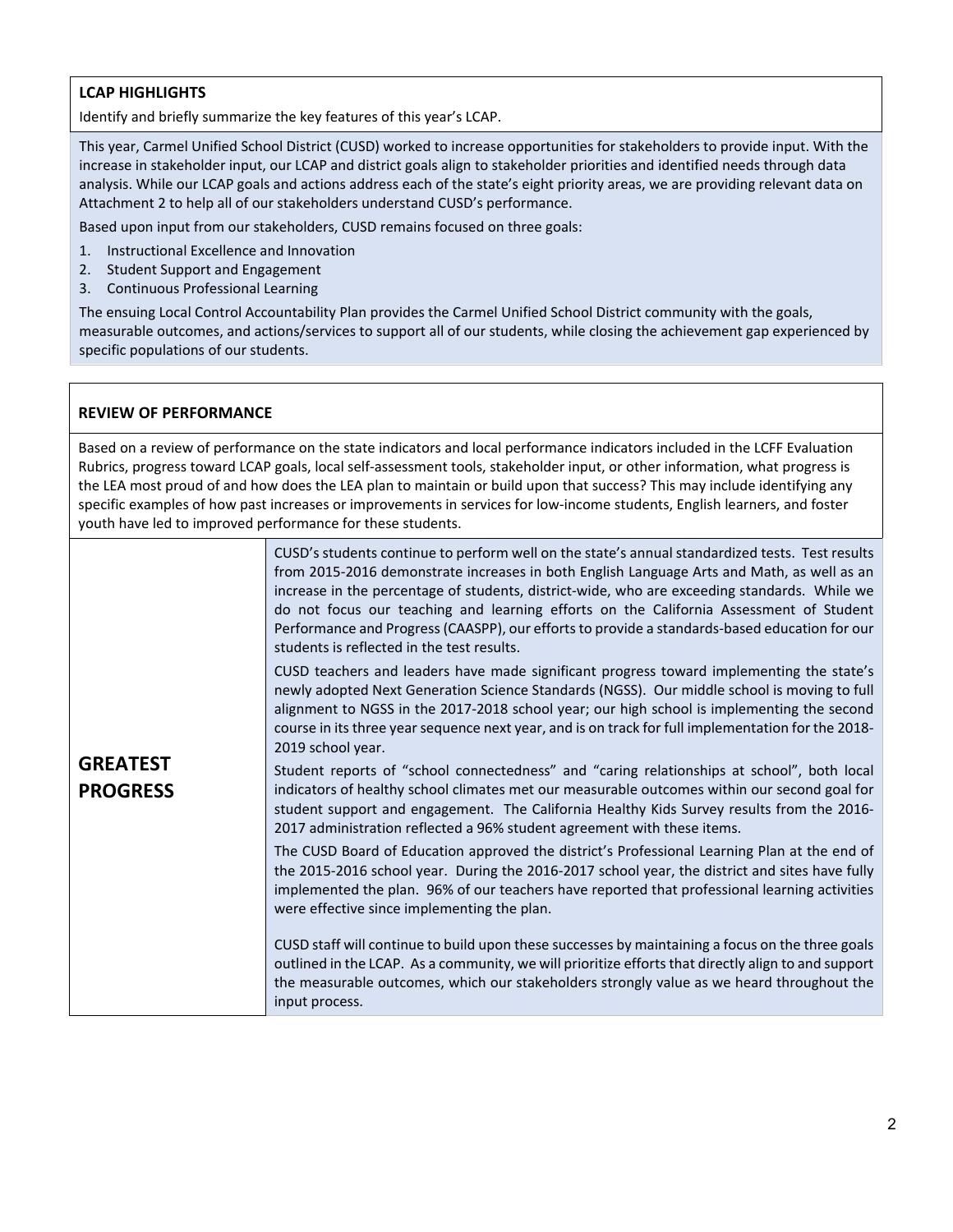### LCAP HIGHLIGHTS

Identify and briefly summarize the key features of this year's LCAP.

This year, Carmel Unified School District (CUSD) worked to increase opportunities for stakeholders to provide input. With the increase in stakeholder input, our LCAP and district goals align to stakeholder priorities and identified needs through data analysis. While our LCAP goals and actions address each of the state's eight priority areas, we are providing relevant data on Attachment 2 to help all of our stakeholders understand CUSD's performance.

Based upon input from our stakeholders, CUSD remains focused on three goals:

1. Instructional Excellence and Innovation
2. Student Support and Engagement
3. Continuous Professional Learning

The ensuing Local Control Accountability Plan provides the Carmel Unified School District community with the goals, measurable outcomes, and actions/services to support all of our students, while closing the achievement gap experienced by specific populations of our students.

### REVIEW OF PERFORMANCE

Based on a review of performance on the state indicators and local performance indicators included in the LCFF Evaluation Rubrics, progress toward LCAP goals, local self-assessment tools, stakeholder input, or other information, what progress is the LEA most proud of and how does the LEA plan to maintain or build upon that success? This may include identifying any specific examples of how past increases or improvements in services for low-income students, English learners, and foster youth have led to improved performance for these students.

#### GREATEST PROGRESS

CUSD's students continue to perform well on the state's annual standardized tests. Test results from 2015-2016 demonstrate increases in both English Language Arts and Math, as well as an increase in the percentage of students, district-wide, who are exceeding standards. While we do not focus our teaching and learning efforts on the California Assessment of Student Performance and Progress (CAASPP), our efforts to provide a standards-based education for our students is reflected in the test results.

CUSD teachers and leaders have made significant progress toward implementing the state's newly adopted Next Generation Science Standards (NGSS). Our middle school is moving to full alignment to NGSS in the 2017-2018 school year; our high school is implementing the second course in its three year sequence next year, and is on track for full implementation for the 2018-2019 school year.

Student reports of "school connectedness" and "caring relationships at school", both local indicators of healthy school climates met our measurable outcomes within our second goal for student support and engagement. The California Healthy Kids Survey results from the 2016-2017 administration reflected a 96% student agreement with these items.

The CUSD Board of Education approved the district's Professional Learning Plan at the end of the 2015-2016 school year. During the 2016-2017 school year, the district and sites have fully implemented the plan. 96% of our teachers have reported that professional learning activities were effective since implementing the plan.

CUSD staff will continue to build upon these successes by maintaining a focus on the three goals outlined in the LCAP. As a community, we will prioritize efforts that directly align to and support the measurable outcomes, which our stakeholders strongly value as we heard throughout the input process.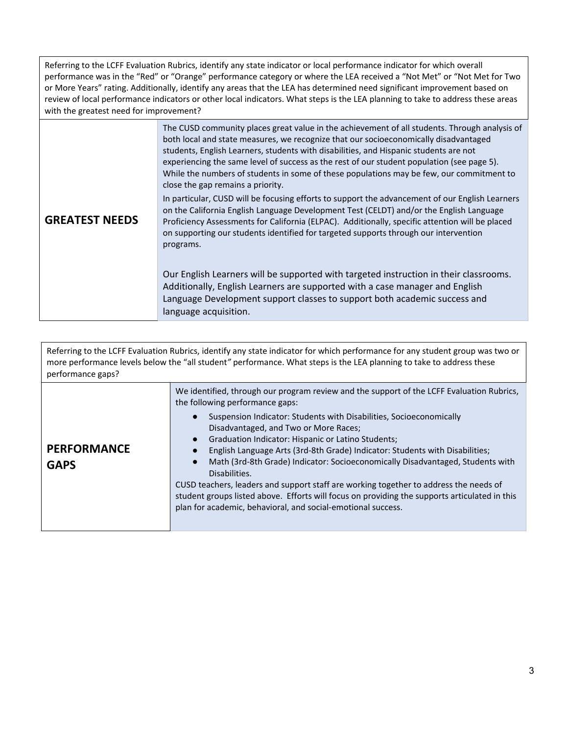| Referring to the LCFF Evaluation Rubrics, identify any state indicator or local performance indicator for which overall performance was in the "Red" or "Orange" performance category or where the LEA received a "Not Met" or "Not Met for Two or More Years" rating. Additionally, identify any areas that the LEA has determined need significant improvement based on review of local performance indicators or other local indicators. What steps is the LEA planning to take to address these areas with the greatest need for improvement? | |
|---|---|
| **GREATEST NEEDS** | The CUSD community places great value in the achievement of all students. Through analysis of both local and state measures, we recognize that our socioeconomically disadvantaged students, English Learners, students with disabilities, and Hispanic students are not experiencing the same level of success as the rest of our student population (see page 5). While the numbers of students in some of these populations may be few, our commitment to close the gap remains a priority.<br><br>In particular, CUSD will be focusing efforts to support the advancement of our English Learners on the California English Language Development Test (CELDT) and/or the English Language Proficiency Assessments for California (ELPAC). Additionally, specific attention will be placed on supporting our students identified for targeted supports through our intervention programs.<br><br>Our English Learners will be supported with targeted instruction in their classrooms. Additionally, English Learners are supported with a case manager and English Language Development support classes to support both academic success and language acquisition. |

| Referring to the LCFF Evaluation Rubrics, identify any state indicator for which performance for any student group was two or more performance levels below the "all student" performance. What steps is the LEA planning to take to address these performance gaps? | |
|---|---|
| **PERFORMANCE GAPS** | We identified, through our program review and the support of the LCFF Evaluation Rubrics, the following performance gaps:<br>● Suspension Indicator: Students with Disabilities, Socioeconomically Disadvantaged, and Two or More Races;<br>● Graduation Indicator: Hispanic or Latino Students;<br>● English Language Arts (3rd-8th Grade) Indicator: Students with Disabilities;<br>● Math (3rd-8th Grade) Indicator: Socioeconomically Disadvantaged, Students with Disabilities.<br>CUSD teachers, leaders and support staff are working together to address the needs of student groups listed above. Efforts will focus on providing the supports articulated in this plan for academic, behavioral, and social-emotional success. |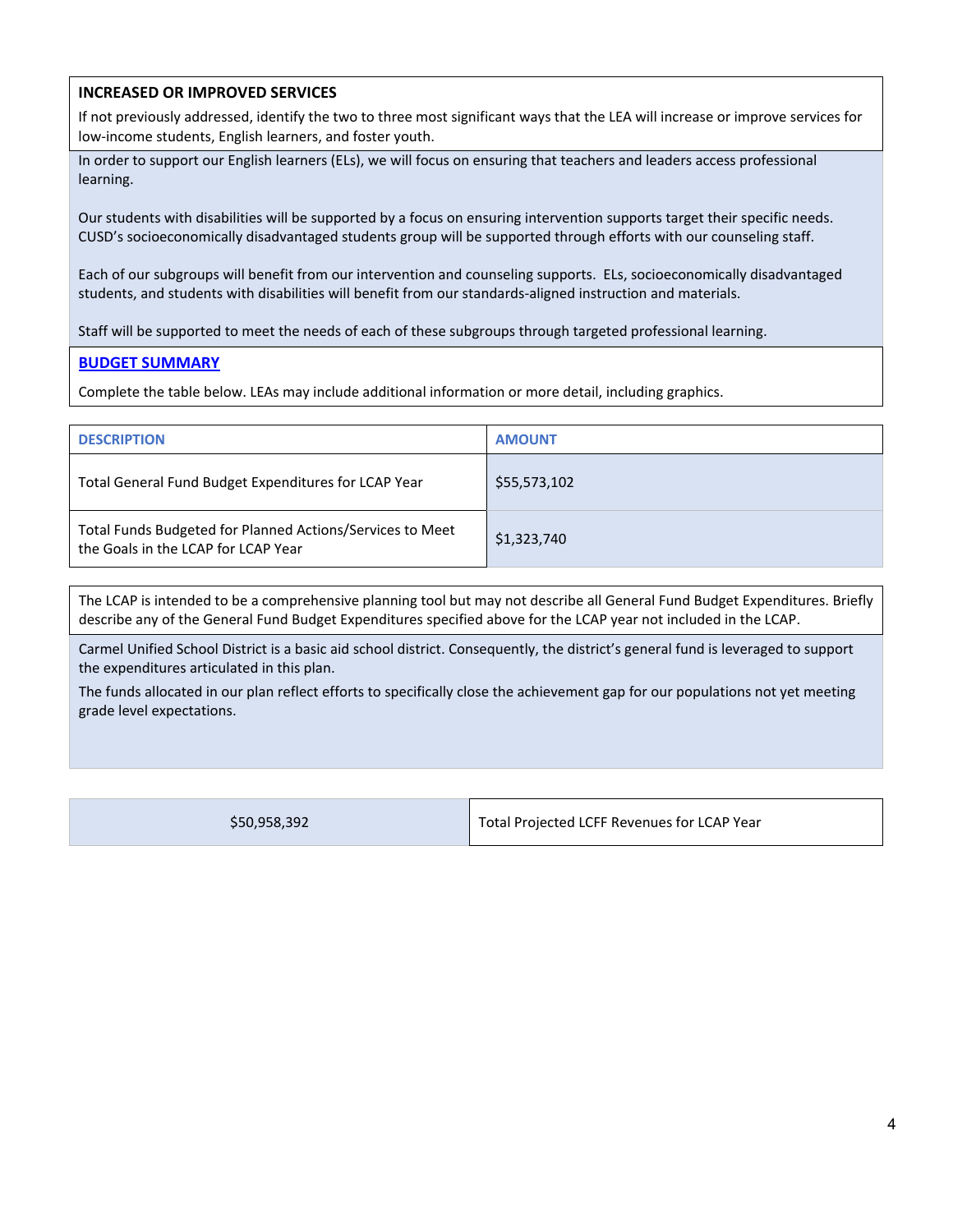**INCREASED OR IMPROVED SERVICES**

If not previously addressed, identify the two to three most significant ways that the LEA will increase or improve services for low-income students, English learners, and foster youth.

In order to support our English learners (ELs), we will focus on ensuring that teachers and leaders access professional learning.

Our students with disabilities will be supported by a focus on ensuring intervention supports target their specific needs. CUSD's socioeconomically disadvantaged students group will be supported through efforts with our counseling staff.

Each of our subgroups will benefit from our intervention and counseling supports. ELs, socioeconomically disadvantaged students, and students with disabilities will benefit from our standards-aligned instruction and materials.

Staff will be supported to meet the needs of each of these subgroups through targeted professional learning.

**BUDGET SUMMARY**

Complete the table below. LEAs may include additional information or more detail, including graphics.

| DESCRIPTION | AMOUNT |
| --- | --- |
| Total General Fund Budget Expenditures for LCAP Year | $55,573,102 |
| Total Funds Budgeted for Planned Actions/Services to Meet the Goals in the LCAP for LCAP Year | $1,323,740 |

The LCAP is intended to be a comprehensive planning tool but may not describe all General Fund Budget Expenditures. Briefly describe any of the General Fund Budget Expenditures specified above for the LCAP year not included in the LCAP.

Carmel Unified School District is a basic aid school district. Consequently, the district's general fund is leveraged to support the expenditures articulated in this plan.

The funds allocated in our plan reflect efforts to specifically close the achievement gap for our populations not yet meeting grade level expectations.

| $50,958,392 | Total Projected LCFF Revenues for LCAP Year |
| --- | --- |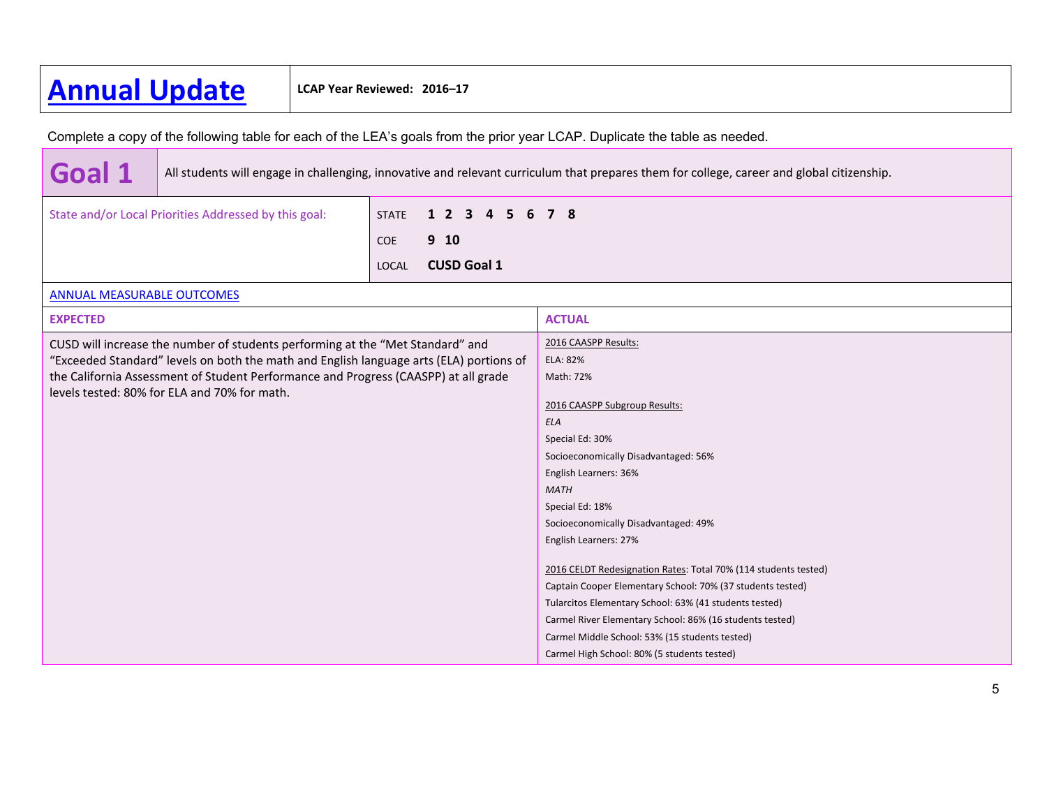# Annual Update

**LCAP Year Reviewed: 2016–17**

Complete a copy of the following table for each of the LEA's goals from the prior year LCAP. Duplicate the table as needed.

| **Goal 1** | All students will engage in challenging, innovative and relevant curriculum that prepares them for college, career and global citizenship. |
|---|---|

| State and/or Local Priorities Addressed by this goal: | STATE **1 2 3 4 5 6 7 8**<br>COE **9 10**<br>LOCAL **CUSD Goal 1** |
|---|---|

ANNUAL MEASURABLE OUTCOMES

| **EXPECTED** | **ACTUAL** |
|---|---|
| CUSD will increase the number of students performing at the "Met Standard" and "Exceeded Standard" levels on both the math and English language arts (ELA) portions of the California Assessment of Student Performance and Progress (CAASPP) at all grade levels tested: 80% for ELA and 70% for math. | 2016 CAASPP Results:<br>ELA: 82%<br>Math: 72%<br><br>2016 CAASPP Subgroup Results:<br>*ELA*<br>Special Ed: 30%<br>Socioeconomically Disadvantaged: 56%<br>English Learners: 36%<br>*MATH*<br>Special Ed: 18%<br>Socioeconomically Disadvantaged: 49%<br>English Learners: 27%<br><br>2016 CELDT Redesignation Rates: Total 70% (114 students tested)<br>Captain Cooper Elementary School: 70% (37 students tested)<br>Tularcitos Elementary School: 63% (41 students tested)<br>Carmel River Elementary School: 86% (16 students tested)<br>Carmel Middle School: 53% (15 students tested)<br>Carmel High School: 80% (5 students tested) |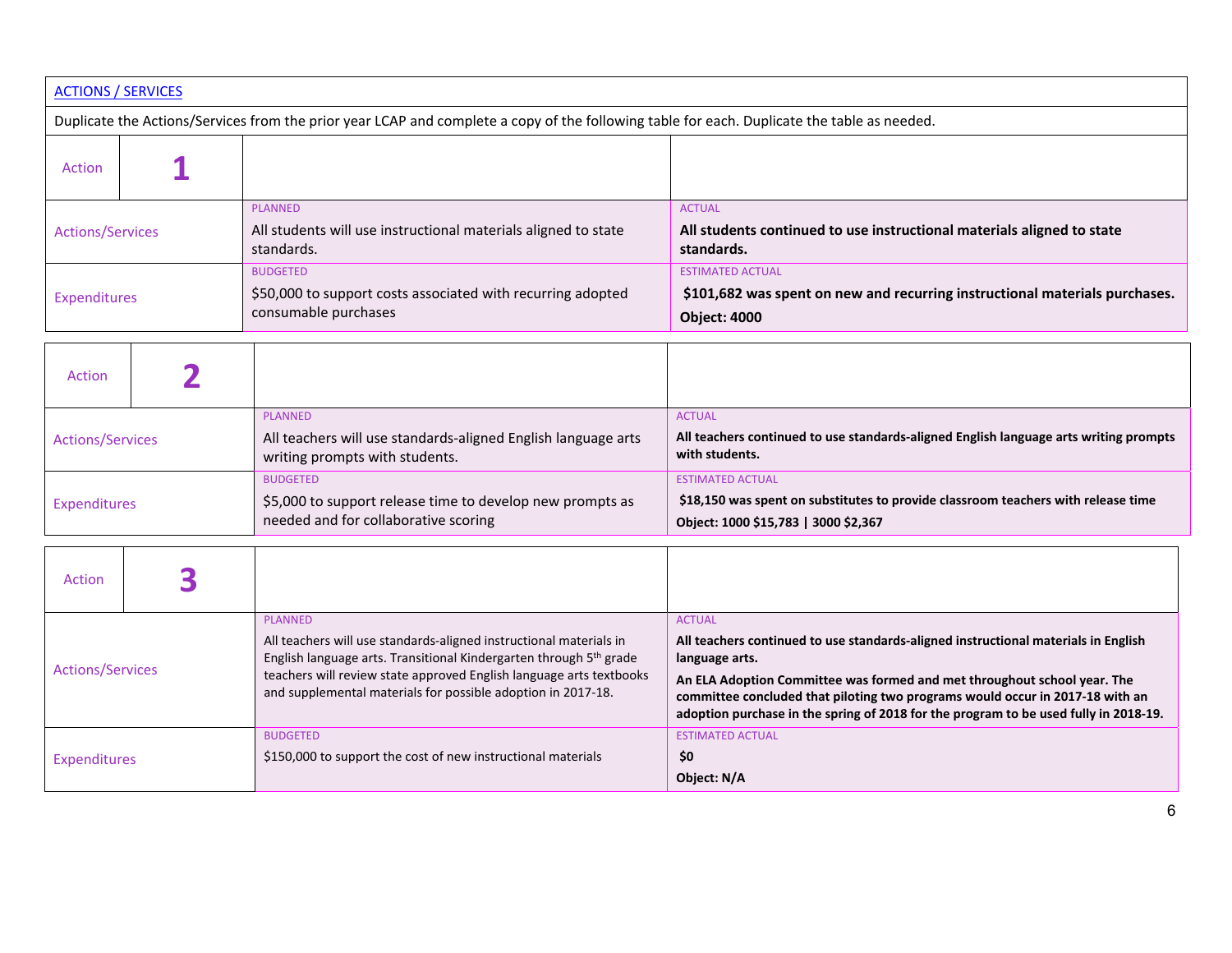ACTIONS / SERVICES

Duplicate the Actions/Services from the prior year LCAP and complete a copy of the following table for each. Duplicate the table as needed.

| Action | 1 | | |
|---|---|---|---|
| Actions/Services | | PLANNED<br>All students will use instructional materials aligned to state standards. | ACTUAL<br>**All students continued to use instructional materials aligned to state standards.** |
| Expenditures | | BUDGETED<br>$50,000 to support costs associated with recurring adopted consumable purchases | ESTIMATED ACTUAL<br>**$101,682 was spent on new and recurring instructional materials purchases.**<br>**Object: 4000** |

| Action | 2 | | |
|---|---|---|---|
| Actions/Services | | PLANNED<br>All teachers will use standards-aligned English language arts writing prompts with students. | ACTUAL<br>**All teachers continued to use standards-aligned English language arts writing prompts with students.** |
| Expenditures | | BUDGETED<br>$5,000 to support release time to develop new prompts as needed and for collaborative scoring | ESTIMATED ACTUAL<br>**$18,150 was spent on substitutes to provide classroom teachers with release time**<br>**Object: 1000 $15,783 \| 3000 $2,367** |

| Action | 3 | | |
|---|---|---|---|
| Actions/Services | | PLANNED<br>All teachers will use standards-aligned instructional materials in English language arts. Transitional Kindergarten through 5th grade teachers will review state approved English language arts textbooks and supplemental materials for possible adoption in 2017-18. | ACTUAL<br>**All teachers continued to use standards-aligned instructional materials in English language arts.**<br>**An ELA Adoption Committee was formed and met throughout school year. The committee concluded that piloting two programs would occur in 2017-18 with an adoption purchase in the spring of 2018 for the program to be used fully in 2018-19.** |
| Expenditures | | BUDGETED<br>$150,000 to support the cost of new instructional materials | ESTIMATED ACTUAL<br>**$0**<br>**Object: N/A** |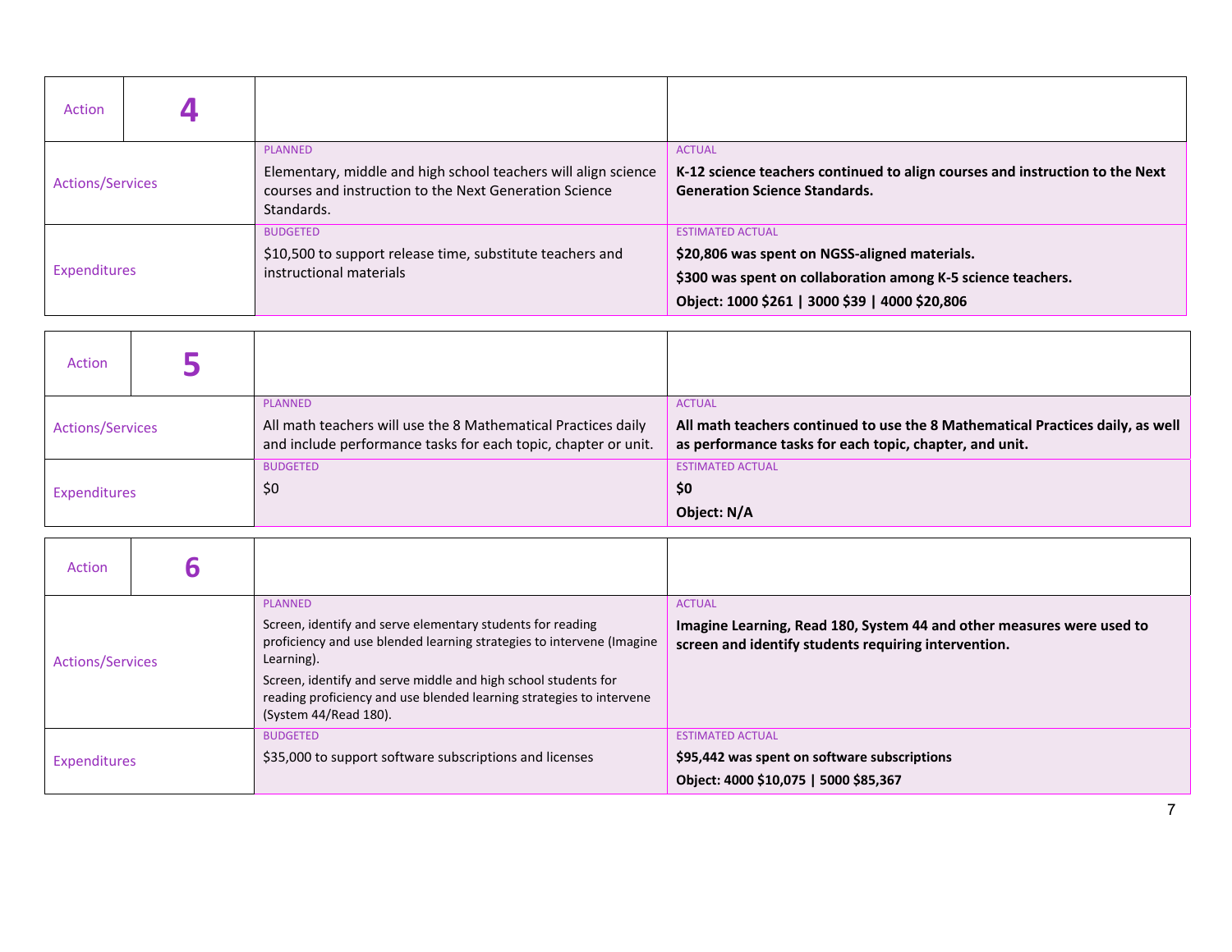| Action | 4 | | |
|---|---|---|---|
| Actions/Services | | PLANNED<br>Elementary, middle and high school teachers will align science courses and instruction to the Next Generation Science Standards. | ACTUAL<br>**K-12 science teachers continued to align courses and instruction to the Next Generation Science Standards.** |
| Expenditures | | BUDGETED<br>$10,500 to support release time, substitute teachers and instructional materials | ESTIMATED ACTUAL<br>**$20,806 was spent on NGSS-aligned materials.**<br>**$300 was spent on collaboration among K-5 science teachers.**<br>**Object: 1000 $261 \| 3000 $39 \| 4000 $20,806** |

| Action | 5 | | |
|---|---|---|---|
| Actions/Services | | PLANNED<br>All math teachers will use the 8 Mathematical Practices daily and include performance tasks for each topic, chapter or unit. | ACTUAL<br>**All math teachers continued to use the 8 Mathematical Practices daily, as well as performance tasks for each topic, chapter, and unit.** |
| Expenditures | | BUDGETED<br>$0 | ESTIMATED ACTUAL<br>**$0**<br>**Object: N/A** |

| Action | 6 | | |
|---|---|---|---|
| Actions/Services | | PLANNED<br>Screen, identify and serve elementary students for reading proficiency and use blended learning strategies to intervene (Imagine Learning).<br>Screen, identify and serve middle and high school students for reading proficiency and use blended learning strategies to intervene (System 44/Read 180). | ACTUAL<br>**Imagine Learning, Read 180, System 44 and other measures were used to screen and identify students requiring intervention.** |
| Expenditures | | BUDGETED<br>$35,000 to support software subscriptions and licenses | ESTIMATED ACTUAL<br>**$95,442 was spent on software subscriptions**<br>**Object: 4000 $10,075 \| 5000 $85,367** |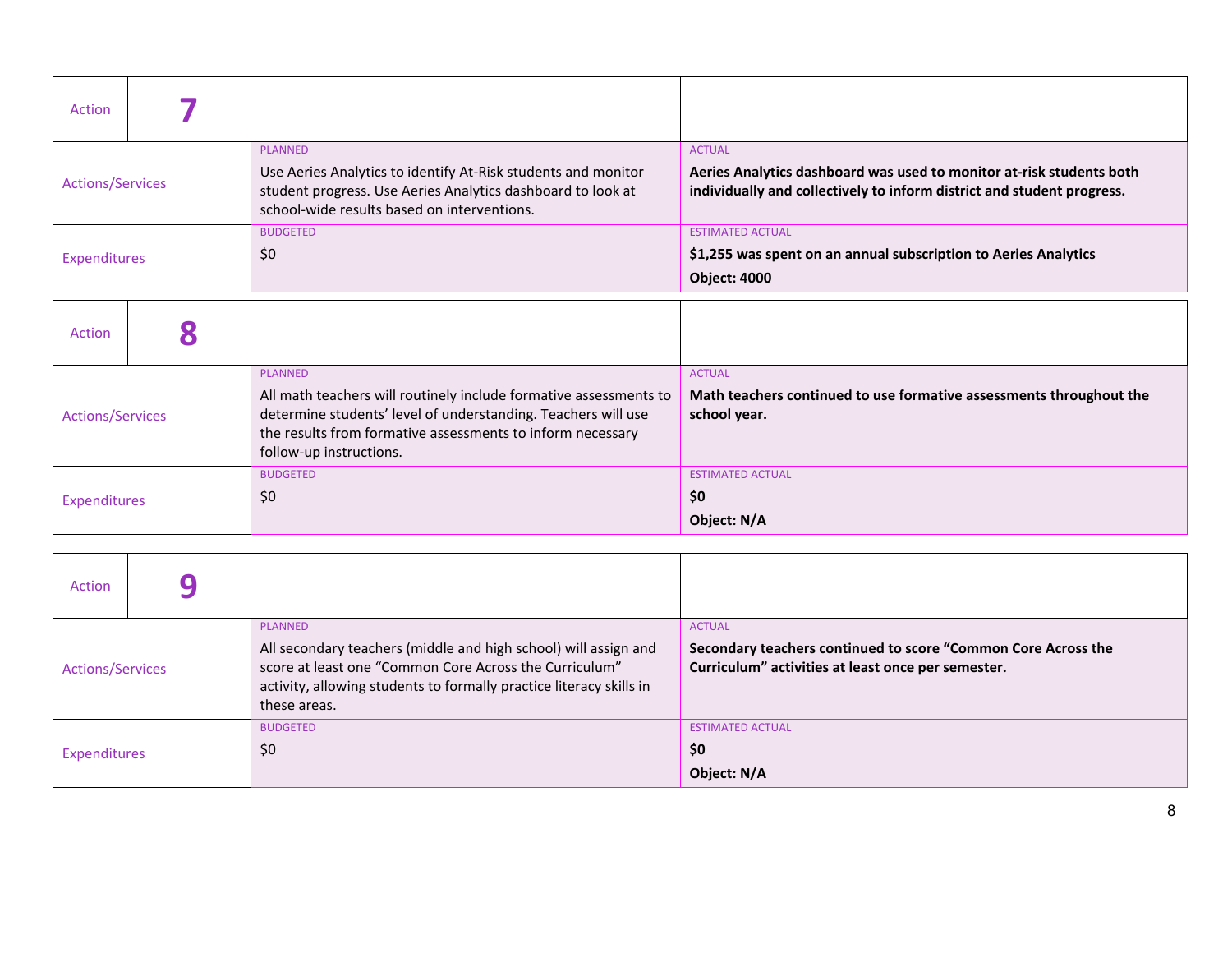| Action | 7 | | |
|---|---|---|---|
| Actions/Services | | PLANNED<br>Use Aeries Analytics to identify At-Risk students and monitor student progress. Use Aeries Analytics dashboard to look at school-wide results based on interventions. | ACTUAL<br>**Aeries Analytics dashboard was used to monitor at-risk students both individually and collectively to inform district and student progress.** |
| Expenditures | | BUDGETED<br>$0 | ESTIMATED ACTUAL<br>**$1,255 was spent on an annual subscription to Aeries Analytics**<br>**Object: 4000** |

| Action | 8 | | |
|---|---|---|---|
| Actions/Services | | PLANNED<br>All math teachers will routinely include formative assessments to determine students' level of understanding. Teachers will use the results from formative assessments to inform necessary follow-up instructions. | ACTUAL<br>**Math teachers continued to use formative assessments throughout the school year.** |
| Expenditures | | BUDGETED<br>$0 | ESTIMATED ACTUAL<br>**$0**<br>**Object: N/A** |

| Action | 9 | | |
|---|---|---|---|
| Actions/Services | | PLANNED<br>All secondary teachers (middle and high school) will assign and score at least one "Common Core Across the Curriculum" activity, allowing students to formally practice literacy skills in these areas. | ACTUAL<br>**Secondary teachers continued to score "Common Core Across the Curriculum" activities at least once per semester.** |
| Expenditures | | BUDGETED<br>$0 | ESTIMATED ACTUAL<br>**$0**<br>**Object: N/A** |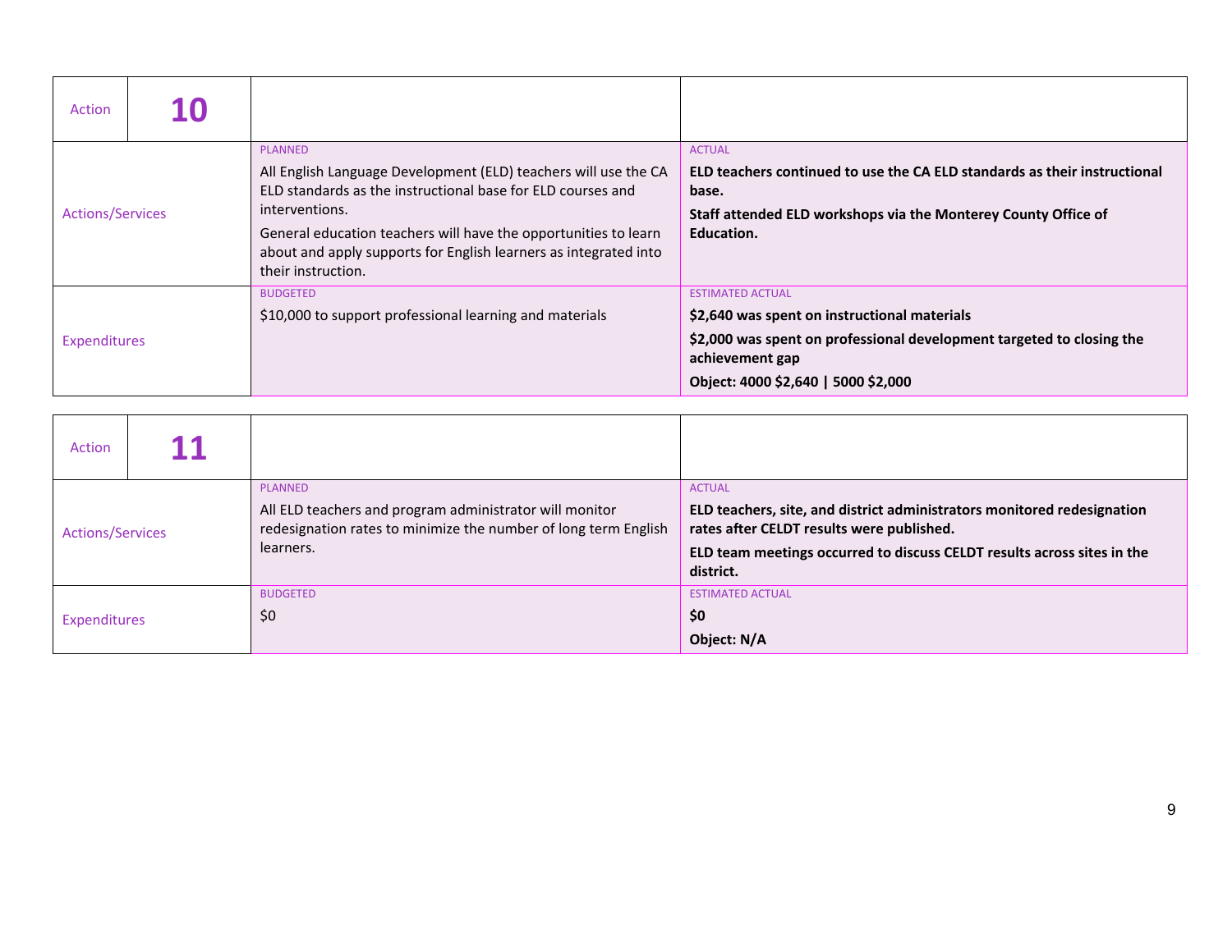| Action | 10 | | |
|---|---|---|---|
| Actions/Services | | PLANNED<br>All English Language Development (ELD) teachers will use the CA ELD standards as the instructional base for ELD courses and interventions.<br>General education teachers will have the opportunities to learn about and apply supports for English learners as integrated into their instruction. | ACTUAL<br>**ELD teachers continued to use the CA ELD standards as their instructional base.**<br>**Staff attended ELD workshops via the Monterey County Office of Education.** |
| Expenditures | | BUDGETED<br>$10,000 to support professional learning and materials | ESTIMATED ACTUAL<br>**$2,640 was spent on instructional materials**<br>**$2,000 was spent on professional development targeted to closing the achievement gap**<br>**Object: 4000 $2,640 \| 5000 $2,000** |

| Action | 11 | | |
|---|---|---|---|
| Actions/Services | | PLANNED<br>All ELD teachers and program administrator will monitor redesignation rates to minimize the number of long term English learners. | ACTUAL<br>**ELD teachers, site, and district administrators monitored redesignation rates after CELDT results were published.**<br>**ELD team meetings occurred to discuss CELDT results across sites in the district.** |
| Expenditures | | BUDGETED<br>$0 | ESTIMATED ACTUAL<br>**$0**<br>**Object: N/A** |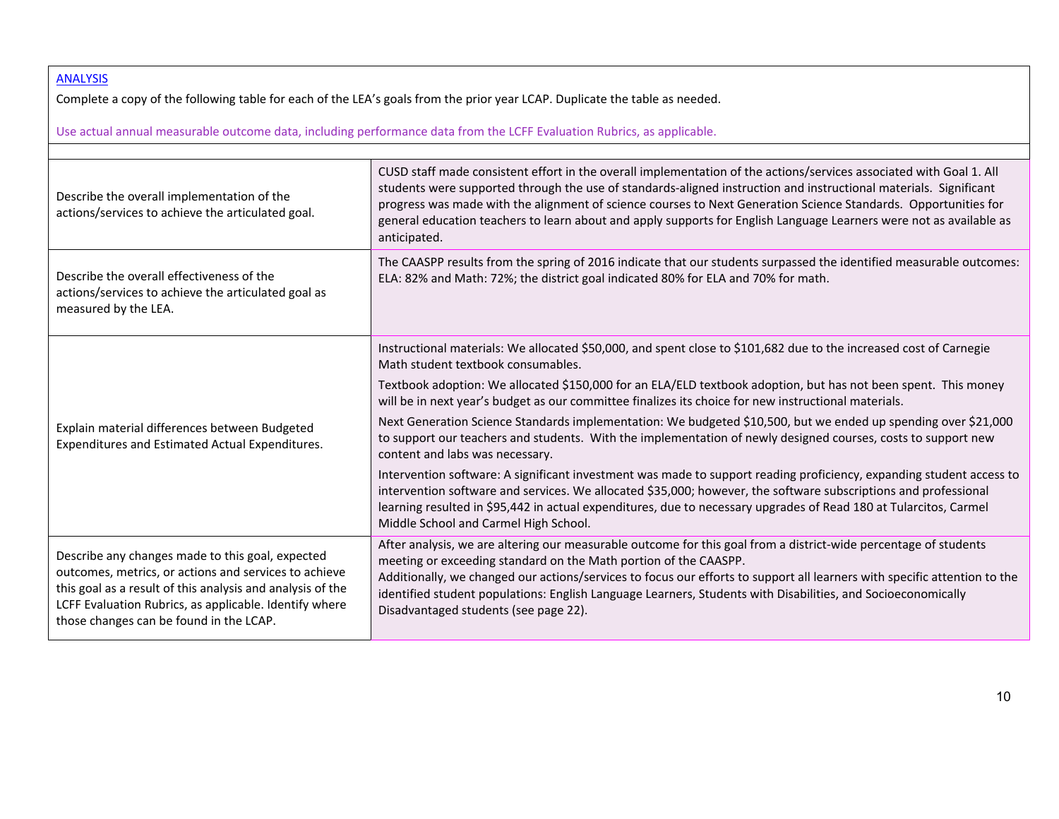[ANALYSIS](#)

Complete a copy of the following table for each of the LEA's goals from the prior year LCAP. Duplicate the table as needed.

*Use actual annual measurable outcome data, including performance data from the LCFF Evaluation Rubrics, as applicable.*

| | |
|---|---|
| Describe the overall implementation of the actions/services to achieve the articulated goal. | CUSD staff made consistent effort in the overall implementation of the actions/services associated with Goal 1. All students were supported through the use of standards-aligned instruction and instructional materials. Significant progress was made with the alignment of science courses to Next Generation Science Standards. Opportunities for general education teachers to learn about and apply supports for English Language Learners were not as available as anticipated. |
| Describe the overall effectiveness of the actions/services to achieve the articulated goal as measured by the LEA. | The CAASPP results from the spring of 2016 indicate that our students surpassed the identified measurable outcomes: ELA: 82% and Math: 72%; the district goal indicated 80% for ELA and 70% for math. |
| Explain material differences between Budgeted Expenditures and Estimated Actual Expenditures. | Instructional materials: We allocated $50,000, and spent close to $101,682 due to the increased cost of Carnegie Math student textbook consumables.<br><br>Textbook adoption: We allocated $150,000 for an ELA/ELD textbook adoption, but has not been spent. This money will be in next year's budget as our committee finalizes its choice for new instructional materials.<br><br>Next Generation Science Standards implementation: We budgeted $10,500, but we ended up spending over $21,000 to support our teachers and students. With the implementation of newly designed courses, costs to support new content and labs was necessary.<br><br>Intervention software: A significant investment was made to support reading proficiency, expanding student access to intervention software and services. We allocated $35,000; however, the software subscriptions and professional learning resulted in $95,442 in actual expenditures, due to necessary upgrades of Read 180 at Tularcitos, Carmel Middle School and Carmel High School. |
| Describe any changes made to this goal, expected outcomes, metrics, or actions and services to achieve this goal as a result of this analysis and analysis of the LCFF Evaluation Rubrics, as applicable. Identify where those changes can be found in the LCAP. | After analysis, we are altering our measurable outcome for this goal from a district-wide percentage of students meeting or exceeding standard on the Math portion of the CAASPP.<br>Additionally, we changed our actions/services to focus our efforts to support all learners with specific attention to the identified student populations: English Language Learners, Students with Disabilities, and Socioeconomically Disadvantaged students (see page 22). |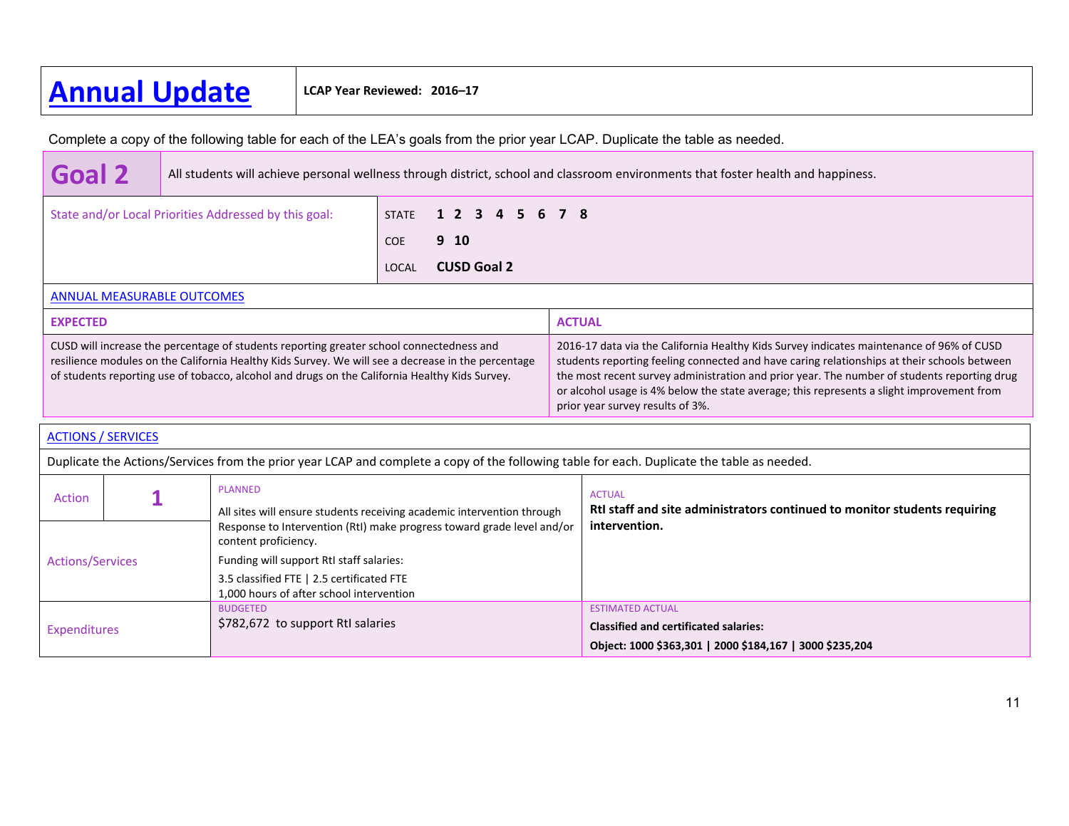# Annual Update

**LCAP Year Reviewed: 2016–17**

Complete a copy of the following table for each of the LEA's goals from the prior year LCAP. Duplicate the table as needed.

| **Goal 2** | All students will achieve personal wellness through district, school and classroom environments that foster health and happiness. |
|---|---|

| State and/or Local Priorities Addressed by this goal: | |
|---|---|
| STATE | **1 2 3 4 5 6 7 8** |
| COE | **9 10** |
| LOCAL | **CUSD Goal 2** |

ANNUAL MEASURABLE OUTCOMES

| **EXPECTED** | **ACTUAL** |
|---|---|
| CUSD will increase the percentage of students reporting greater school connectedness and resilience modules on the California Healthy Kids Survey. We will see a decrease in the percentage of students reporting use of tobacco, alcohol and drugs on the California Healthy Kids Survey. | 2016-17 data via the California Healthy Kids Survey indicates maintenance of 96% of CUSD students reporting feeling connected and have caring relationships at their schools between the most recent survey administration and prior year. The number of students reporting drug or alcohol usage is 4% below the state average; this represents a slight improvement from prior year survey results of 3%. |

ACTIONS / SERVICES

Duplicate the Actions/Services from the prior year LCAP and complete a copy of the following table for each. Duplicate the table as needed.

| Action **1** | PLANNED | ACTUAL |
|---|---|---|
| Actions/Services | All sites will ensure students receiving academic intervention through Response to Intervention (RtI) make progress toward grade level and/or content proficiency.<br>Funding will support RtI staff salaries:<br>3.5 classified FTE \| 2.5 certificated FTE<br>1,000 hours of after school intervention | **RtI staff and site administrators continued to monitor students requiring intervention.** |
| | BUDGETED | ESTIMATED ACTUAL |
| Expenditures | $782,672 to support RtI salaries | **Classified and certificated salaries:**<br>**Object: 1000 $363,301 \| 2000 $184,167 \| 3000 $235,204** |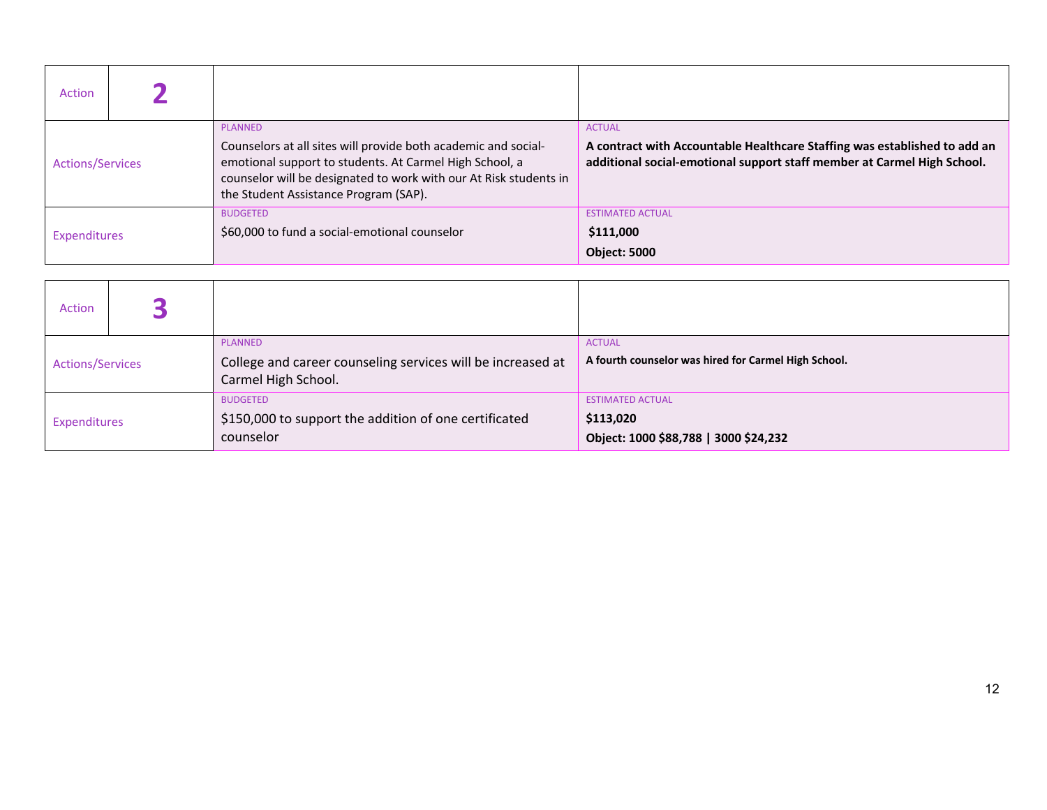| Action | 2 | | |
|---|---|---|---|
| Actions/Services | | PLANNED<br>Counselors at all sites will provide both academic and social-emotional support to students. At Carmel High School, a counselor will be designated to work with our At Risk students in the Student Assistance Program (SAP). | ACTUAL<br>**A contract with Accountable Healthcare Staffing was established to add an additional social-emotional support staff member at Carmel High School.** |
| Expenditures | | BUDGETED<br>$60,000 to fund a social-emotional counselor | ESTIMATED ACTUAL<br>**$111,000**<br>**Object: 5000** |

| Action | 3 | | |
|---|---|---|---|
| Actions/Services | | PLANNED<br>College and career counseling services will be increased at Carmel High School. | ACTUAL<br>**A fourth counselor was hired for Carmel High School.** |
| Expenditures | | BUDGETED<br>$150,000 to support the addition of one certificated counselor | ESTIMATED ACTUAL<br>**$113,020**<br>**Object: 1000 $88,788 \| 3000 $24,232** |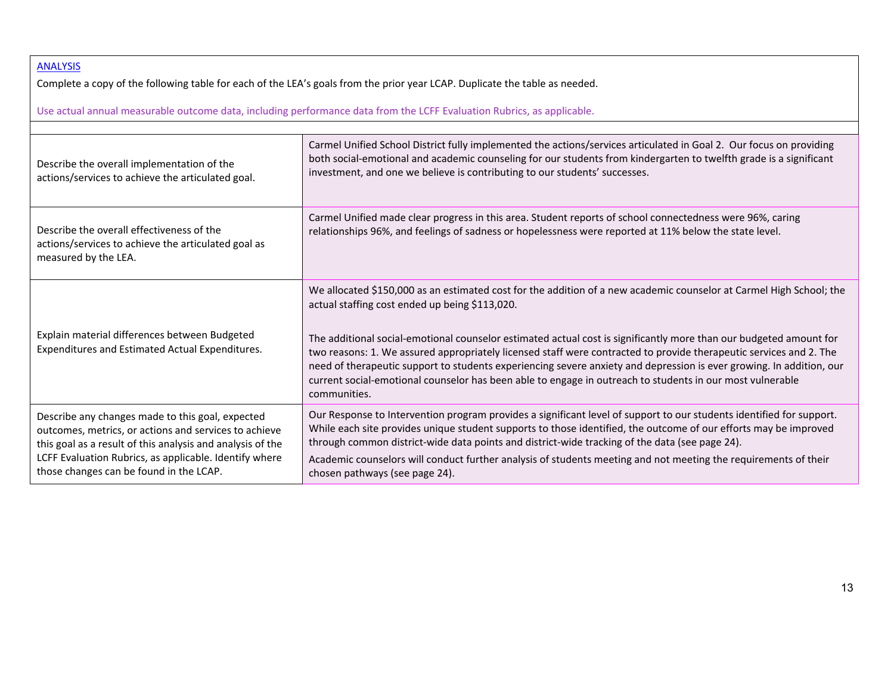[ANALYSIS](#)

Complete a copy of the following table for each of the LEA's goals from the prior year LCAP. Duplicate the table as needed.

Use actual annual measurable outcome data, including performance data from the LCFF Evaluation Rubrics, as applicable.

| | |
|---|---|
| Describe the overall implementation of the actions/services to achieve the articulated goal. | Carmel Unified School District fully implemented the actions/services articulated in Goal 2. Our focus on providing both social-emotional and academic counseling for our students from kindergarten to twelfth grade is a significant investment, and one we believe is contributing to our students' successes. |
| Describe the overall effectiveness of the actions/services to achieve the articulated goal as measured by the LEA. | Carmel Unified made clear progress in this area. Student reports of school connectedness were 96%, caring relationships 96%, and feelings of sadness or hopelessness were reported at 11% below the state level. |
| Explain material differences between Budgeted Expenditures and Estimated Actual Expenditures. | We allocated $150,000 as an estimated cost for the addition of a new academic counselor at Carmel High School; the actual staffing cost ended up being $113,020.<br><br>The additional social-emotional counselor estimated actual cost is significantly more than our budgeted amount for two reasons: 1. We assured appropriately licensed staff were contracted to provide therapeutic services and 2. The need of therapeutic support to students experiencing severe anxiety and depression is ever growing. In addition, our current social-emotional counselor has been able to engage in outreach to students in our most vulnerable communities. |
| Describe any changes made to this goal, expected outcomes, metrics, or actions and services to achieve this goal as a result of this analysis and analysis of the LCFF Evaluation Rubrics, as applicable. Identify where those changes can be found in the LCAP. | Our Response to Intervention program provides a significant level of support to our students identified for support. While each site provides unique student supports to those identified, the outcome of our efforts may be improved through common district-wide data points and district-wide tracking of the data (see page 24).<br><br>Academic counselors will conduct further analysis of students meeting and not meeting the requirements of their chosen pathways (see page 24). |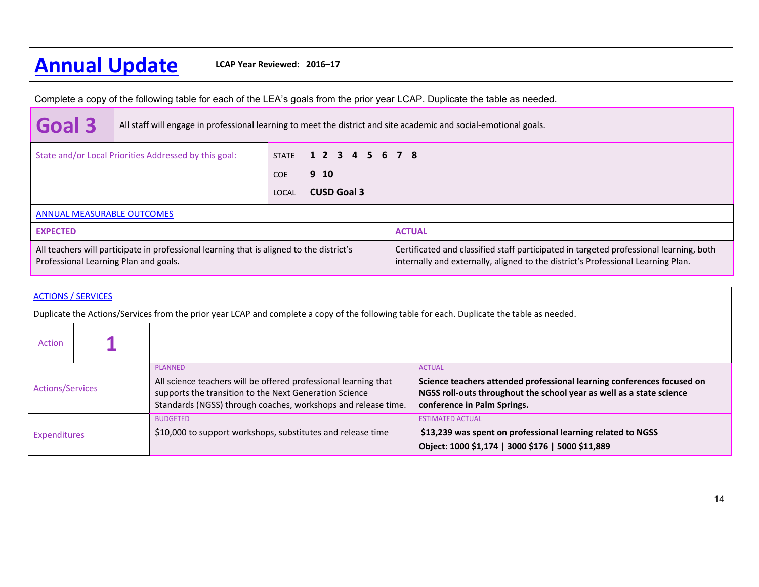# Annual Update

**LCAP Year Reviewed: 2016–17**

Complete a copy of the following table for each of the LEA's goals from the prior year LCAP. Duplicate the table as needed.

| Goal 3 | All staff will engage in professional learning to meet the district and site academic and social-emotional goals. |
|---|---|

| State and/or Local Priorities Addressed by this goal: | STATE **1 2 3 4 5 6 7 8**<br>COE **9 10**<br>LOCAL **CUSD Goal 3** |
|---|---|

ANNUAL MEASURABLE OUTCOMES

| EXPECTED | ACTUAL |
|---|---|
| All teachers will participate in professional learning that is aligned to the district's Professional Learning Plan and goals. | Certificated and classified staff participated in targeted professional learning, both internally and externally, aligned to the district's Professional Learning Plan. |

ACTIONS / SERVICES

Duplicate the Actions/Services from the prior year LCAP and complete a copy of the following table for each. Duplicate the table as needed.

| Action | 1 | | |
|---|---|---|---|
| Actions/Services | | PLANNED<br>All science teachers will be offered professional learning that supports the transition to the Next Generation Science Standards (NGSS) through coaches, workshops and release time. | ACTUAL<br>**Science teachers attended professional learning conferences focused on NGSS roll-outs throughout the school year as well as a state science conference in Palm Springs.** |
| Expenditures | | BUDGETED<br>$10,000 to support workshops, substitutes and release time | ESTIMATED ACTUAL<br>**$13,239 was spent on professional learning related to NGSS**<br>**Object: 1000 $1,174 \| 3000 $176 \| 5000 $11,889** |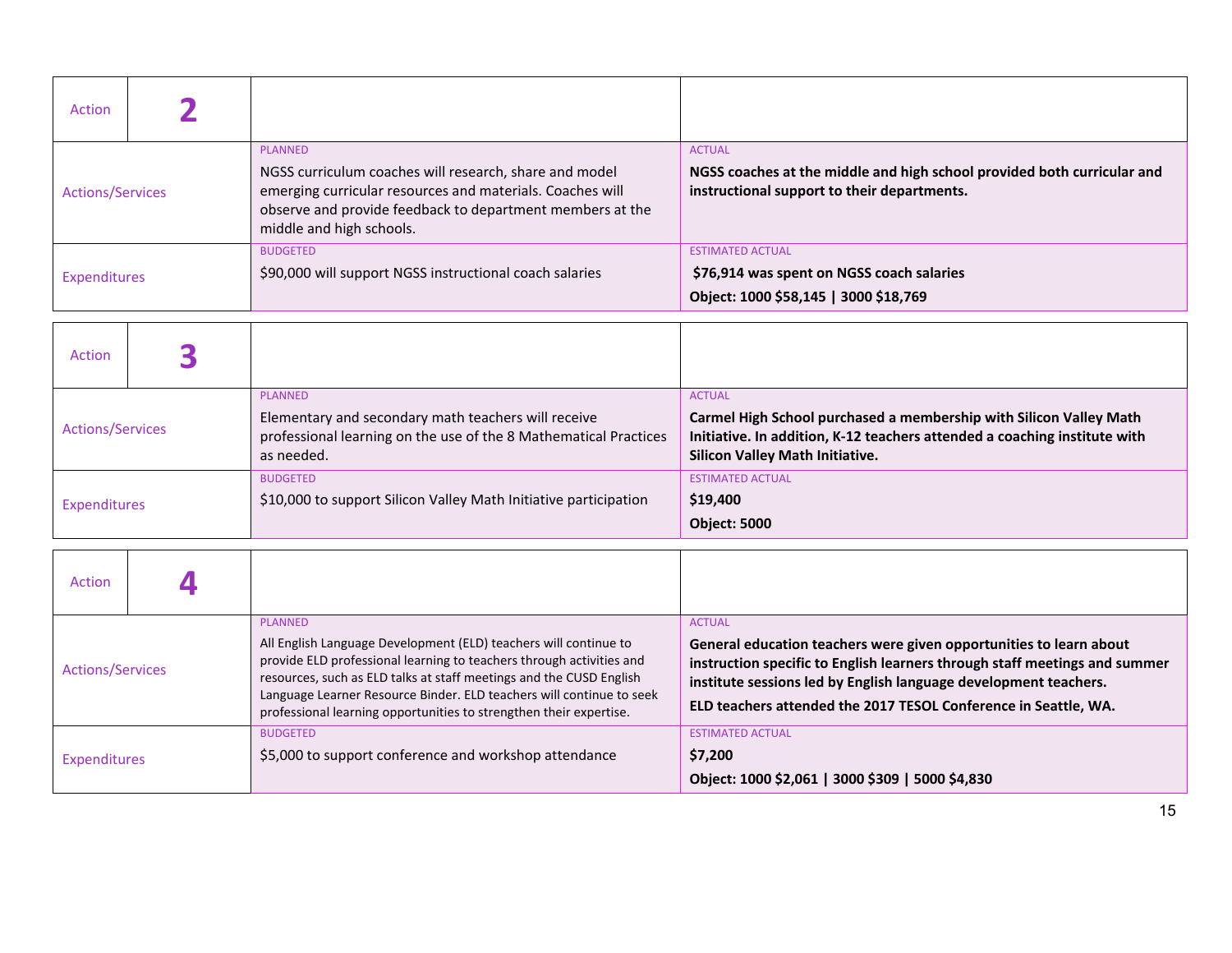| Action | 2 | | |
|---|---|---|---|
| Actions/Services | | PLANNED<br>NGSS curriculum coaches will research, share and model emerging curricular resources and materials. Coaches will observe and provide feedback to department members at the middle and high schools. | ACTUAL<br>**NGSS coaches at the middle and high school provided both curricular and instructional support to their departments.** |
| Expenditures | | BUDGETED<br>$90,000 will support NGSS instructional coach salaries | ESTIMATED ACTUAL<br>**$76,914 was spent on NGSS coach salaries**<br>**Object: 1000 $58,145 \| 3000 $18,769** |

| Action | 3 | | |
|---|---|---|---|
| Actions/Services | | PLANNED<br>Elementary and secondary math teachers will receive professional learning on the use of the 8 Mathematical Practices as needed. | ACTUAL<br>**Carmel High School purchased a membership with Silicon Valley Math Initiative. In addition, K-12 teachers attended a coaching institute with Silicon Valley Math Initiative.** |
| Expenditures | | BUDGETED<br>$10,000 to support Silicon Valley Math Initiative participation | ESTIMATED ACTUAL<br>**$19,400**<br>**Object: 5000** |

| Action | 4 | | |
|---|---|---|---|
| Actions/Services | | PLANNED<br>All English Language Development (ELD) teachers will continue to provide ELD professional learning to teachers through activities and resources, such as ELD talks at staff meetings and the CUSD English Language Learner Resource Binder. ELD teachers will continue to seek professional learning opportunities to strengthen their expertise. | ACTUAL<br>**General education teachers were given opportunities to learn about instruction specific to English learners through staff meetings and summer institute sessions led by English language development teachers.**<br>**ELD teachers attended the 2017 TESOL Conference in Seattle, WA.** |
| Expenditures | | BUDGETED<br>$5,000 to support conference and workshop attendance | ESTIMATED ACTUAL<br>**$7,200**<br>**Object: 1000 $2,061 \| 3000 $309 \| 5000 $4,830** |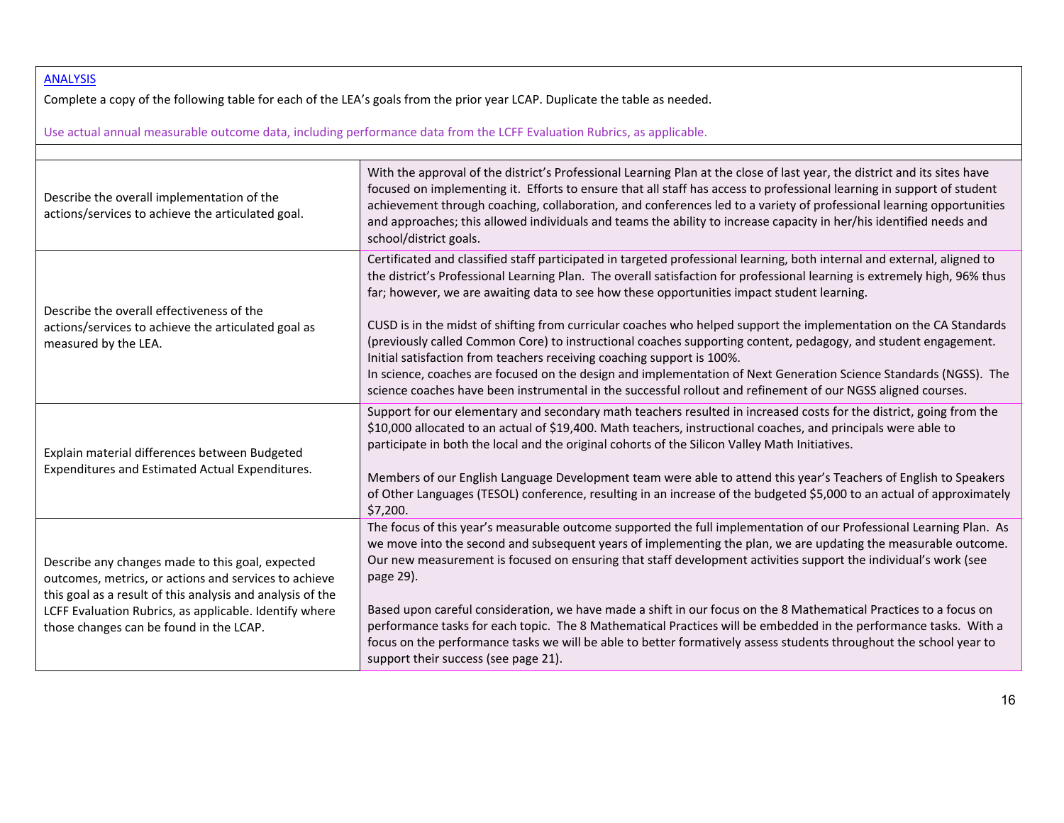[ANALYSIS]

Complete a copy of the following table for each of the LEA's goals from the prior year LCAP. Duplicate the table as needed.

Use actual annual measurable outcome data, including performance data from the LCFF Evaluation Rubrics, as applicable.

| | |
|---|---|
| Describe the overall implementation of the actions/services to achieve the articulated goal. | With the approval of the district's Professional Learning Plan at the close of last year, the district and its sites have focused on implementing it. Efforts to ensure that all staff has access to professional learning in support of student achievement through coaching, collaboration, and conferences led to a variety of professional learning opportunities and approaches; this allowed individuals and teams the ability to increase capacity in her/his identified needs and school/district goals. |
| Describe the overall effectiveness of the actions/services to achieve the articulated goal as measured by the LEA. | Certificated and classified staff participated in targeted professional learning, both internal and external, aligned to the district's Professional Learning Plan. The overall satisfaction for professional learning is extremely high, 96% thus far; however, we are awaiting data to see how these opportunities impact student learning.<br><br>CUSD is in the midst of shifting from curricular coaches who helped support the implementation on the CA Standards (previously called Common Core) to instructional coaches supporting content, pedagogy, and student engagement. Initial satisfaction from teachers receiving coaching support is 100%.<br>In science, coaches are focused on the design and implementation of Next Generation Science Standards (NGSS). The science coaches have been instrumental in the successful rollout and refinement of our NGSS aligned courses. |
| Explain material differences between Budgeted Expenditures and Estimated Actual Expenditures. | Support for our elementary and secondary math teachers resulted in increased costs for the district, going from the $10,000 allocated to an actual of $19,400. Math teachers, instructional coaches, and principals were able to participate in both the local and the original cohorts of the Silicon Valley Math Initiatives.<br><br>Members of our English Language Development team were able to attend this year's Teachers of English to Speakers of Other Languages (TESOL) conference, resulting in an increase of the budgeted $5,000 to an actual of approximately $7,200. |
| Describe any changes made to this goal, expected outcomes, metrics, or actions and services to achieve this goal as a result of this analysis and analysis of the LCFF Evaluation Rubrics, as applicable. Identify where those changes can be found in the LCAP. | The focus of this year's measurable outcome supported the full implementation of our Professional Learning Plan. As we move into the second and subsequent years of implementing the plan, we are updating the measurable outcome. Our new measurement is focused on ensuring that staff development activities support the individual's work (see page 29).<br><br>Based upon careful consideration, we have made a shift in our focus on the 8 Mathematical Practices to a focus on performance tasks for each topic. The 8 Mathematical Practices will be embedded in the performance tasks. With a focus on the performance tasks we will be able to better formatively assess students throughout the school year to support their success (see page 21). |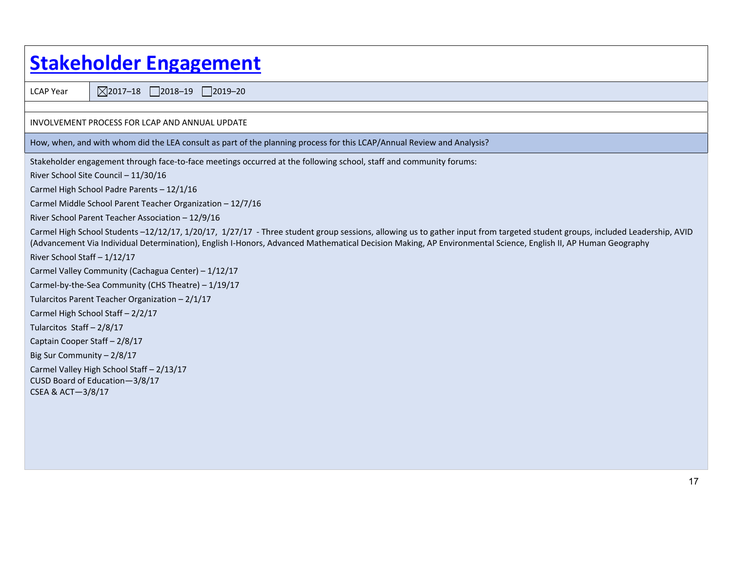# Stakeholder Engagement

LCAP Year ☒2017–18 ☐2018–19 ☐2019–20

INVOLVEMENT PROCESS FOR LCAP AND ANNUAL UPDATE

How, when, and with whom did the LEA consult as part of the planning process for this LCAP/Annual Review and Analysis?

Stakeholder engagement through face-to-face meetings occurred at the following school, staff and community forums:

River School Site Council – 11/30/16

Carmel High School Padre Parents – 12/1/16

Carmel Middle School Parent Teacher Organization – 12/7/16

River School Parent Teacher Association – 12/9/16

Carmel High School Students –12/12/17, 1/20/17, 1/27/17 - Three student group sessions, allowing us to gather input from targeted student groups, included Leadership, AVID (Advancement Via Individual Determination), English I-Honors, Advanced Mathematical Decision Making, AP Environmental Science, English II, AP Human Geography

River School Staff – 1/12/17

Carmel Valley Community (Cachagua Center) – 1/12/17

Carmel-by-the-Sea Community (CHS Theatre) – 1/19/17

Tularcitos Parent Teacher Organization – 2/1/17

Carmel High School Staff – 2/2/17

Tularcitos Staff – 2/8/17

Captain Cooper Staff – 2/8/17

Big Sur Community – 2/8/17

Carmel Valley High School Staff – 2/13/17

CUSD Board of Education—3/8/17

CSEA & ACT—3/8/17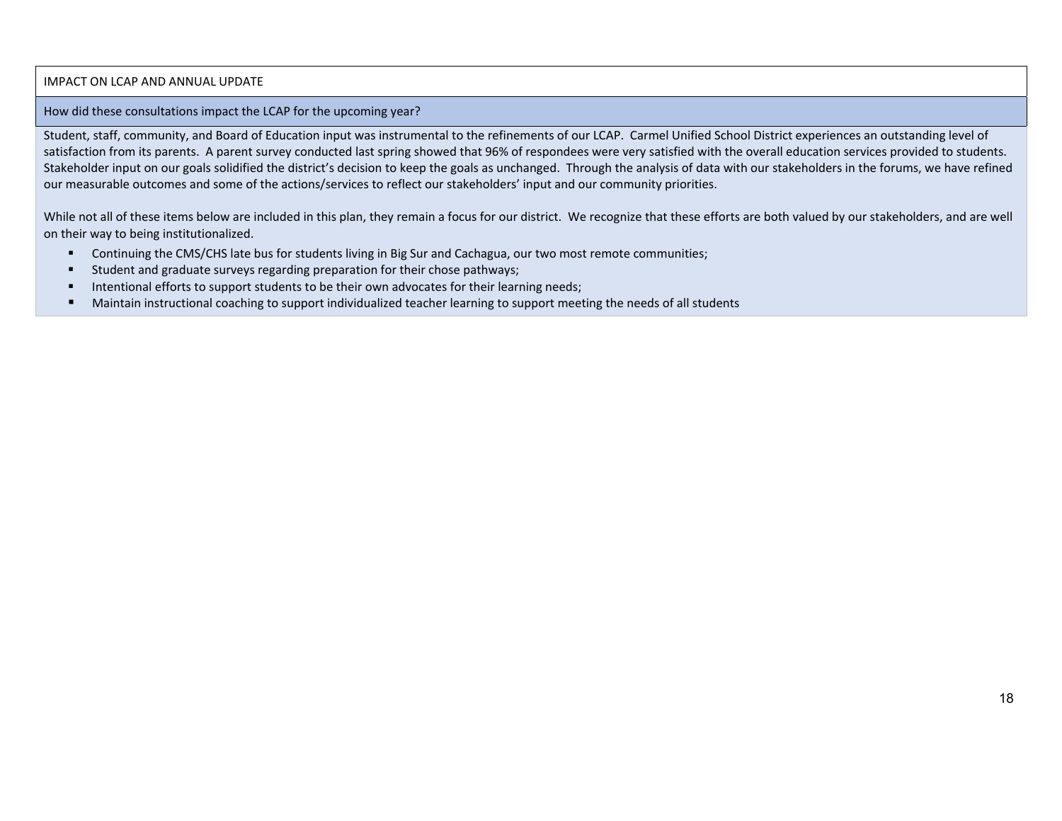IMPACT ON LCAP AND ANNUAL UPDATE

**How did these consultations impact the LCAP for the upcoming year?**

Student, staff, community, and Board of Education input was instrumental to the refinements of our LCAP. Carmel Unified School District experiences an outstanding level of satisfaction from its parents. A parent survey conducted last spring showed that 96% of respondees were very satisfied with the overall education services provided to students. Stakeholder input on our goals solidified the district's decision to keep the goals as unchanged. Through the analysis of data with our stakeholders in the forums, we have refined our measurable outcomes and some of the actions/services to reflect our stakeholders' input and our community priorities.

While not all of these items below are included in this plan, they remain a focus for our district. We recognize that these efforts are both valued by our stakeholders, and are well on their way to being institutionalized.

- Continuing the CMS/CHS late bus for students living in Big Sur and Cachagua, our two most remote communities;
- Student and graduate surveys regarding preparation for their chose pathways;
- Intentional efforts to support students to be their own advocates for their learning needs;
- Maintain instructional coaching to support individualized teacher learning to support meeting the needs of all students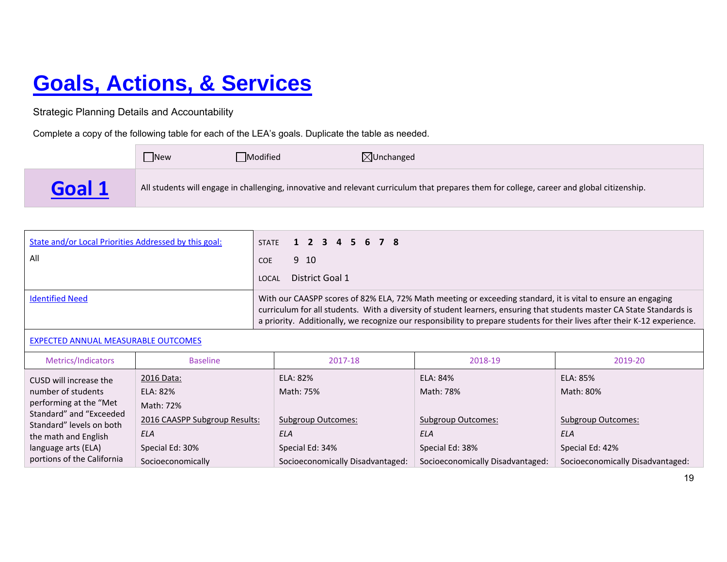# Goals, Actions, & Services

Strategic Planning Details and Accountability

Complete a copy of the following table for each of the LEA's goals. Duplicate the table as needed.

| | ☐New ☐Modified ☒Unchanged |
|---|---|
| **Goal 1** | All students will engage in challenging, innovative and relevant curriculum that prepares them for college, career and global citizenship. |

| State and/or Local Priorities Addressed by this goal: | |
|---|---|
| All | STATE **1 2 3 4 5 6 7 8**<br>COE 9 10<br>LOCAL District Goal 1 |
| Identified Need | With our CAASPP scores of 82% ELA, 72% Math meeting or exceeding standard, it is vital to ensure an engaging curriculum for all students. With a diversity of student learners, ensuring that students master CA State Standards is a priority. Additionally, we recognize our responsibility to prepare students for their lives after their K-12 experience. |

EXPECTED ANNUAL MEASURABLE OUTCOMES

| Metrics/Indicators | Baseline | 2017-18 | 2018-19 | 2019-20 |
|---|---|---|---|---|
| CUSD will increase the number of students performing at the "Met Standard" and "Exceeded Standard" levels on both the math and English language arts (ELA) portions of the California | 2016 Data:<br>ELA: 82%<br>Math: 72%<br>2016 CAASPP Subgroup Results:<br>*ELA*<br>Special Ed: 30%<br>Socioeconomically | ELA: 82%<br>Math: 75%<br><br>Subgroup Outcomes:<br>*ELA*<br>Special Ed: 34%<br>Socioeconomically Disadvantaged: | ELA: 84%<br>Math: 78%<br><br>Subgroup Outcomes:<br>*ELA*<br>Special Ed: 38%<br>Socioeconomically Disadvantaged: | ELA: 85%<br>Math: 80%<br><br>Subgroup Outcomes:<br>*ELA*<br>Special Ed: 42%<br>Socioeconomically Disadvantaged: |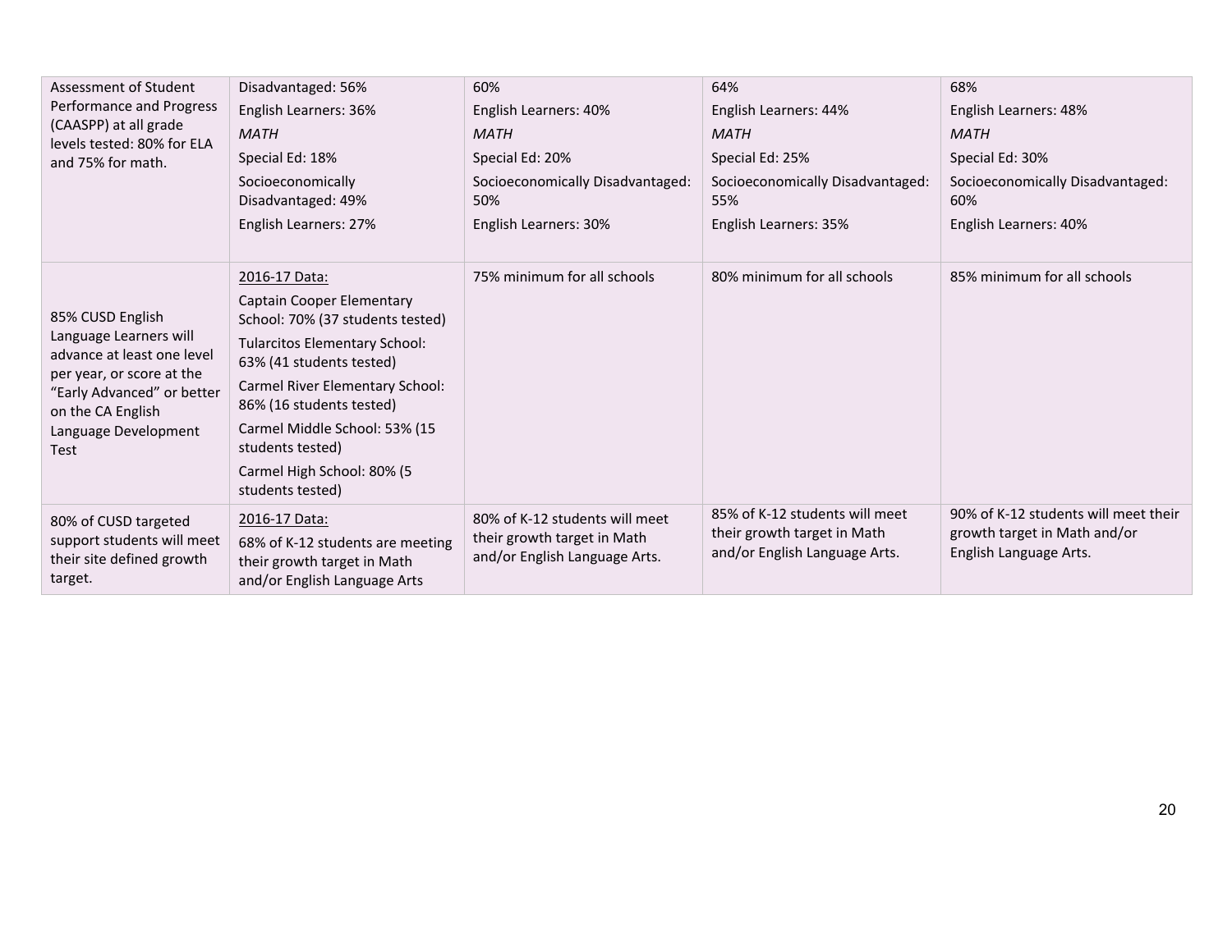| | | | | |
|---|---|---|---|---|
| Assessment of Student Performance and Progress (CAASPP) at all grade levels tested: 80% for ELA and 75% for math. | Disadvantaged: 56%<br>English Learners: 36%<br>*MATH*<br>Special Ed: 18%<br>Socioeconomically Disadvantaged: 49%<br>English Learners: 27% | 60%<br>English Learners: 40%<br>*MATH*<br>Special Ed: 20%<br>Socioeconomically Disadvantaged: 50%<br>English Learners: 30% | 64%<br>English Learners: 44%<br>*MATH*<br>Special Ed: 25%<br>Socioeconomically Disadvantaged: 55%<br>English Learners: 35% | 68%<br>English Learners: 48%<br>*MATH*<br>Special Ed: 30%<br>Socioeconomically Disadvantaged: 60%<br>English Learners: 40% |
| 85% CUSD English Language Learners will advance at least one level per year, or score at the "Early Advanced" or better on the CA English Language Development Test | <u>2016-17 Data:</u><br>Captain Cooper Elementary School: 70% (37 students tested)<br>Tularcitos Elementary School: 63% (41 students tested)<br>Carmel River Elementary School: 86% (16 students tested)<br>Carmel Middle School: 53% (15 students tested)<br>Carmel High School: 80% (5 students tested) | 75% minimum for all schools | 80% minimum for all schools | 85% minimum for all schools |
| 80% of CUSD targeted support students will meet their site defined growth target. | <u>2016-17 Data:</u><br>68% of K-12 students are meeting their growth target in Math and/or English Language Arts | 80% of K-12 students will meet their growth target in Math and/or English Language Arts. | 85% of K-12 students will meet their growth target in Math and/or English Language Arts. | 90% of K-12 students will meet their growth target in Math and/or English Language Arts. |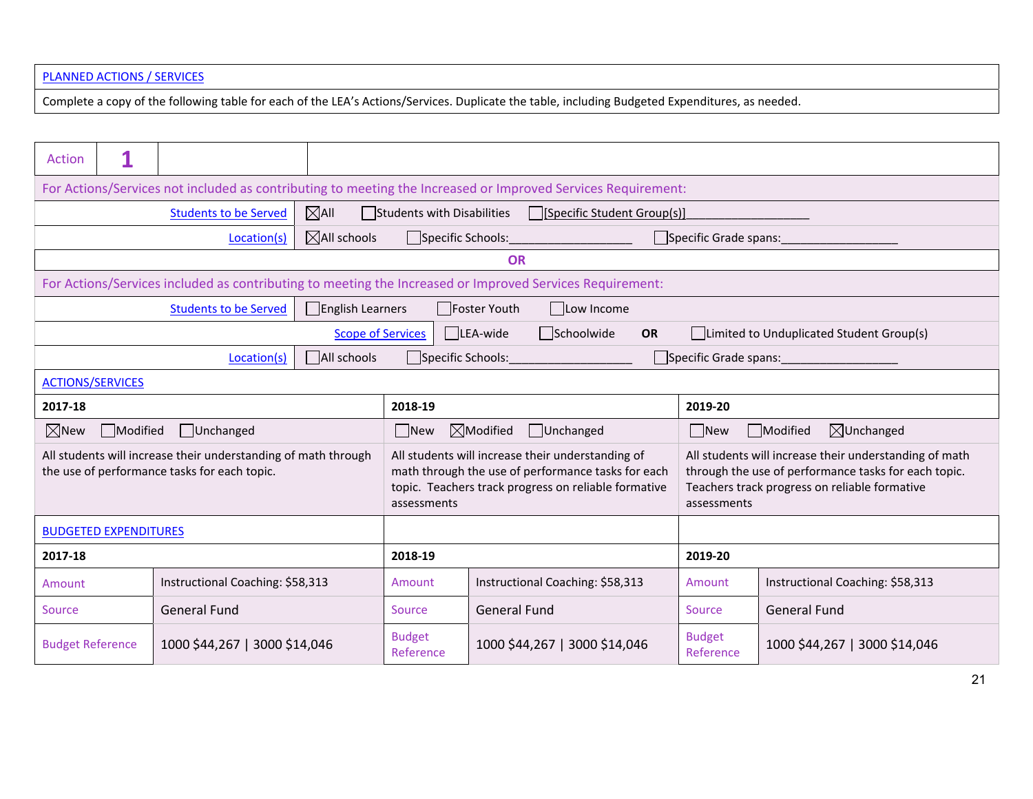PLANNED ACTIONS / SERVICES

Complete a copy of the following table for each of the LEA's Actions/Services. Duplicate the table, including Budgeted Expenditures, as needed.

| Action | 1 | |
|---|---|---|

For Actions/Services not included as contributing to meeting the Increased or Improved Services Requirement:

| | |
|---|---|
| Students to be Served | ☒ All ☐ Students with Disabilities ☐ [Specific Student Group(s)]__________________ |
| Location(s) | ☒ All schools ☐ Specific Schools:__________________ ☐ Specific Grade spans:__________________ |

**OR**

For Actions/Services included as contributing to meeting the Increased or Improved Services Requirement:

| | |
|---|---|
| Students to be Served | ☐ English Learners ☐ Foster Youth ☐ Low Income |
| Scope of Services | ☐ LEA-wide ☐ Schoolwide **OR** ☐ Limited to Unduplicated Student Group(s) |
| Location(s) | ☐ All schools ☐ Specific Schools:__________________ ☐ Specific Grade spans:__________________ |

ACTIONS/SERVICES

| 2017-18 | 2018-19 | 2019-20 |
|---|---|---|
| ☒ New ☐ Modified ☐ Unchanged | ☐ New ☒ Modified ☐ Unchanged | ☐ New ☐ Modified ☒ Unchanged |
| All students will increase their understanding of math through the use of performance tasks for each topic. | All students will increase their understanding of math through the use of performance tasks for each topic. Teachers track progress on reliable formative assessments | All students will increase their understanding of math through the use of performance tasks for each topic. Teachers track progress on reliable formative assessments |

BUDGETED EXPENDITURES

| 2017-18 | | 2018-19 | | 2019-20 | |
|---|---|---|---|---|---|
| Amount | Instructional Coaching: $58,313 | Amount | Instructional Coaching: $58,313 | Amount | Instructional Coaching: $58,313 |
| Source | General Fund | Source | General Fund | Source | General Fund |
| Budget Reference | 1000 $44,267 \| 3000 $14,046 | Budget Reference | 1000 $44,267 \| 3000 $14,046 | Budget Reference | 1000 $44,267 \| 3000 $14,046 |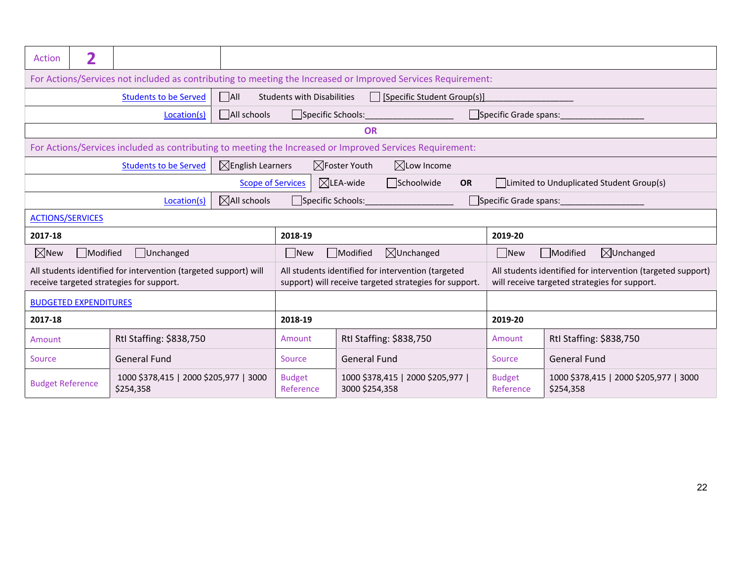| Action | 2 | |
|---|---|---|

For Actions/Services not included as contributing to meeting the Increased or Improved Services Requirement:

| | |
|---|---|
| Students to be Served | ☐All Students with Disabilities ☐ [Specific Student Group(s)]__________________ |
| Location(s) | ☐All schools ☐Specific Schools:__________________ ☐Specific Grade spans:__________________ |

**OR**

For Actions/Services included as contributing to meeting the Increased or Improved Services Requirement:

| | |
|---|---|
| Students to be Served | ☒English Learners ☒Foster Youth ☒Low Income |
| Scope of Services | ☒LEA-wide ☐Schoolwide **OR** ☐Limited to Unduplicated Student Group(s) |
| Location(s) | ☒All schools ☐Specific Schools:__________________ ☐Specific Grade spans:__________________ |

ACTIONS/SERVICES

| 2017-18 | 2018-19 | 2019-20 |
|---|---|---|
| ☒New ☐Modified ☐Unchanged | ☐New ☐Modified ☒Unchanged | ☐New ☐Modified ☒Unchanged |
| All students identified for intervention (targeted support) will receive targeted strategies for support. | All students identified for intervention (targeted support) will receive targeted strategies for support. | All students identified for intervention (targeted support) will receive targeted strategies for support. |

BUDGETED EXPENDITURES

| 2017-18 | | 2018-19 | | 2019-20 | |
|---|---|---|---|---|---|
| Amount | RtI Staffing: $838,750 | Amount | RtI Staffing: $838,750 | Amount | RtI Staffing: $838,750 |
| Source | General Fund | Source | General Fund | Source | General Fund |
| Budget Reference | 1000 $378,415 \| 2000 $205,977 \| 3000 $254,358 | Budget Reference | 1000 $378,415 \| 2000 $205,977 \| 3000 $254,358 | Budget Reference | 1000 $378,415 \| 2000 $205,977 \| 3000 $254,358 |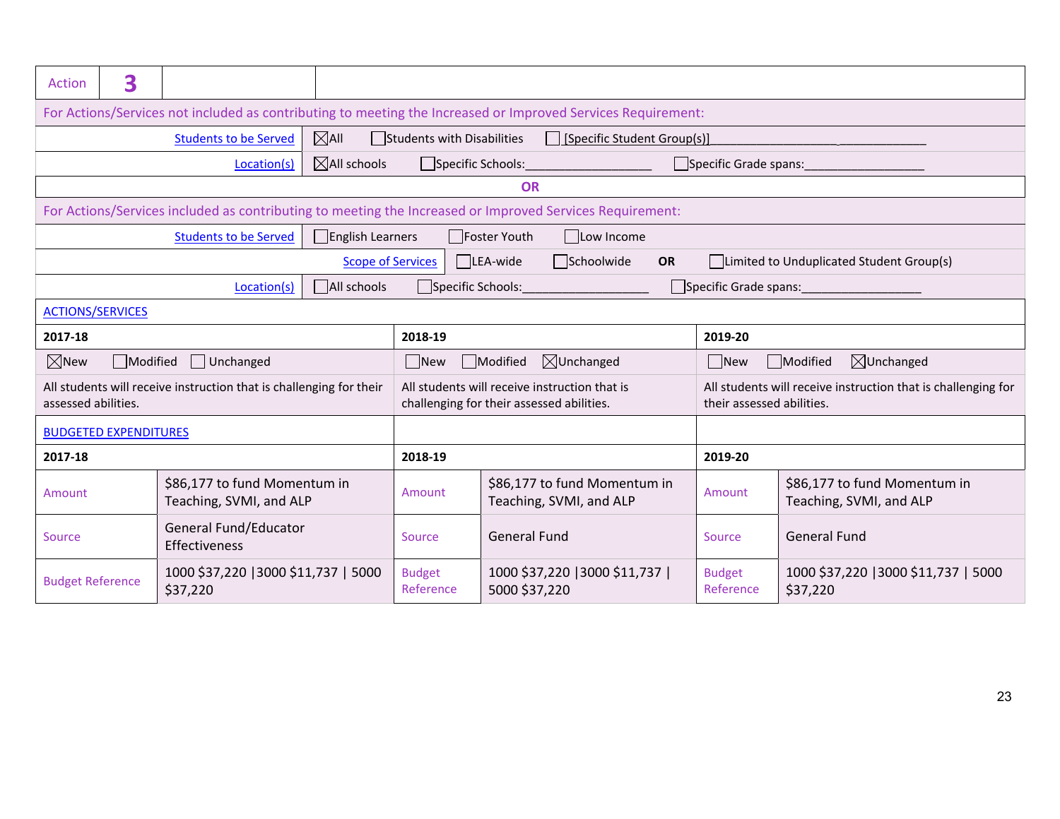| Action | 3 | | |
|---|---|---|---|

For Actions/Services not included as contributing to meeting the Increased or Improved Services Requirement:

| | |
|---|---|
| Students to be Served | ☒All ☐Students with Disabilities ☐ [Specific Student Group(s)]______________________________ |
| Location(s) | ☒All schools ☐Specific Schools:___________________ ☐Specific Grade spans:__________________ |

**OR**

For Actions/Services included as contributing to meeting the Increased or Improved Services Requirement:

| | |
|---|---|
| Students to be Served | ☐English Learners ☐Foster Youth ☐Low Income |
| Scope of Services | ☐LEA-wide ☐Schoolwide **OR** ☐Limited to Unduplicated Student Group(s) |
| Location(s) | ☐All schools ☐Specific Schools:___________________ ☐Specific Grade spans:__________________ |

ACTIONS/SERVICES

| 2017-18 | 2018-19 | 2019-20 |
|---|---|---|
| ☒New ☐Modified ☐Unchanged | ☐New ☐Modified ☒Unchanged | ☐New ☐Modified ☒Unchanged |
| All students will receive instruction that is challenging for their assessed abilities. | All students will receive instruction that is challenging for their assessed abilities. | All students will receive instruction that is challenging for their assessed abilities. |

BUDGETED EXPENDITURES

| 2017-18 | | 2018-19 | | 2019-20 | |
|---|---|---|---|---|---|
| Amount | $86,177 to fund Momentum in Teaching, SVMI, and ALP | Amount | $86,177 to fund Momentum in Teaching, SVMI, and ALP | Amount | $86,177 to fund Momentum in Teaching, SVMI, and ALP |
| Source | General Fund/Educator Effectiveness | Source | General Fund | Source | General Fund |
| Budget Reference | 1000 $37,220 \|3000 $11,737 \| 5000 $37,220 | Budget Reference | 1000 $37,220 \|3000 $11,737 \| 5000 $37,220 | Budget Reference | 1000 $37,220 \|3000 $11,737 \| 5000 $37,220 |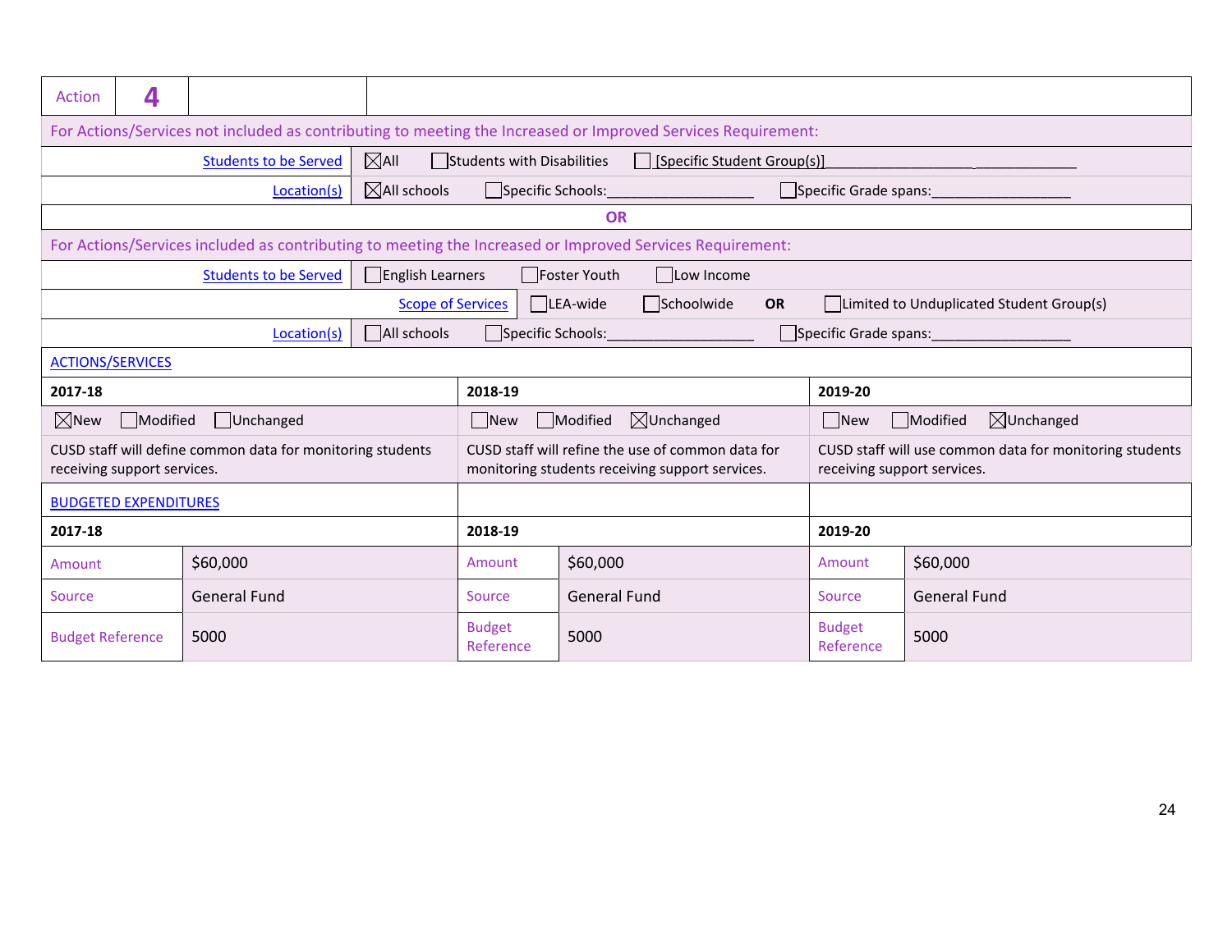| Action | 4 | | |
|---|---|---|---|

For Actions/Services not included as contributing to meeting the Increased or Improved Services Requirement:

| | |
|---|---|
| Students to be Served | ☒All ☐Students with Disabilities ☐ [Specific Student Group(s)]_________________________________ |
| Location(s) | ☒All schools ☐Specific Schools:___________________ ☐Specific Grade spans:__________________ |

**OR**

For Actions/Services included as contributing to meeting the Increased or Improved Services Requirement:

| | |
|---|---|
| Students to be Served | ☐English Learners ☐Foster Youth ☐Low Income |
| Scope of Services | ☐LEA-wide ☐Schoolwide **OR** ☐Limited to Unduplicated Student Group(s) |
| Location(s) | ☐All schools ☐Specific Schools:___________________ ☐Specific Grade spans:__________________ |

ACTIONS/SERVICES

| 2017-18 | 2018-19 | 2019-20 |
|---|---|---|
| ☒New ☐Modified ☐Unchanged | ☐New ☐Modified ☒Unchanged | ☐New ☐Modified ☒Unchanged |
| CUSD staff will define common data for monitoring students receiving support services. | CUSD staff will refine the use of common data for monitoring students receiving support services. | CUSD staff will use common data for monitoring students receiving support services. |

BUDGETED EXPENDITURES

| 2017-18 | | 2018-19 | | 2019-20 | |
|---|---|---|---|---|---|
| Amount | $60,000 | Amount | $60,000 | Amount | $60,000 |
| Source | General Fund | Source | General Fund | Source | General Fund |
| Budget Reference | 5000 | Budget Reference | 5000 | Budget Reference | 5000 |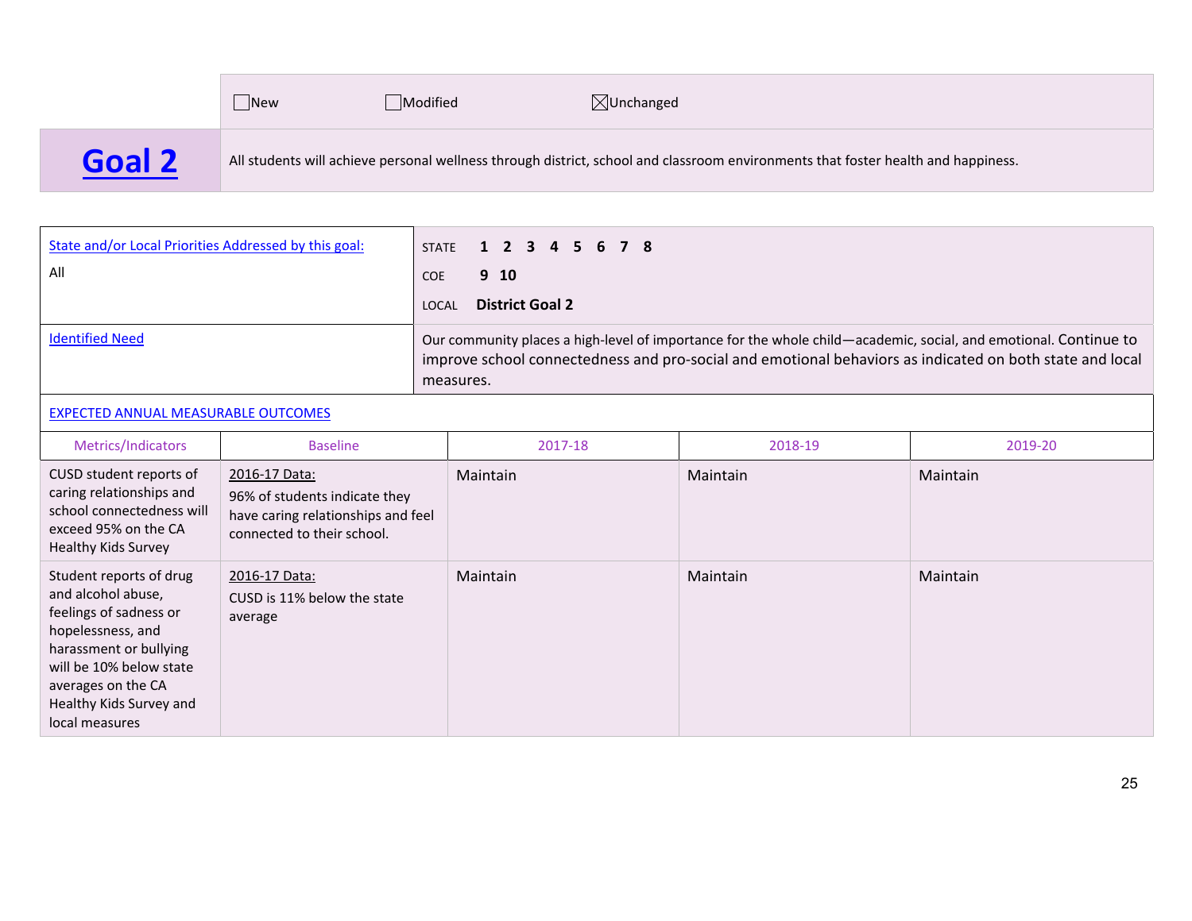☐New ☐Modified ☒Unchanged

## Goal 2

All students will achieve personal wellness through district, school and classroom environments that foster health and happiness.

| State and/or Local Priorities Addressed by this goal: | |
|---|---|
| All | STATE 1 2 3 4 5 6 7 8<br>COE 9 10<br>LOCAL **District Goal 2** |
| Identified Need | Our community places a high-level of importance for the whole child—academic, social, and emotional. Continue to improve school connectedness and pro-social and emotional behaviors as indicated on both state and local measures. |

EXPECTED ANNUAL MEASURABLE OUTCOMES

| Metrics/Indicators | Baseline | 2017-18 | 2018-19 | 2019-20 |
|---|---|---|---|---|
| CUSD student reports of caring relationships and school connectedness will exceed 95% on the CA Healthy Kids Survey | 2016-17 Data:<br>96% of students indicate they have caring relationships and feel connected to their school. | Maintain | Maintain | Maintain |
| Student reports of drug and alcohol abuse, feelings of sadness or hopelessness, and harassment or bullying will be 10% below state averages on the CA Healthy Kids Survey and local measures | 2016-17 Data:<br>CUSD is 11% below the state average | Maintain | Maintain | Maintain |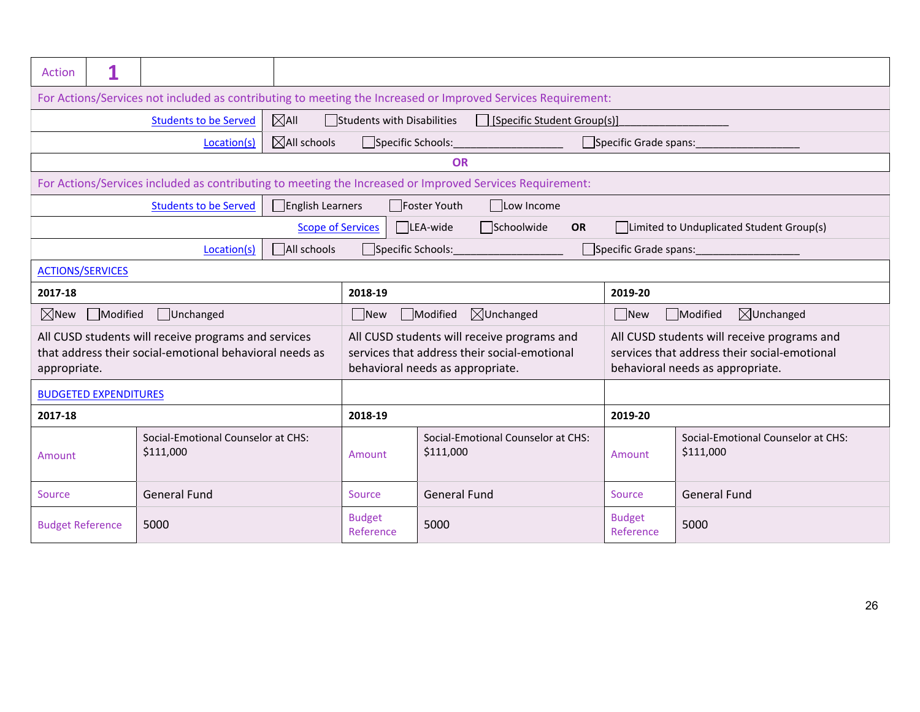| Action | 1 | | |
|---|---|---|---|
| For Actions/Services not included as contributing to meeting the Increased or Improved Services Requirement: | | | |
| Students to be Served | ☒All ☐Students with Disabilities ☐[Specific Student Group(s)]___________________ | | |
| Location(s) | ☒All schools ☐Specific Schools:___________________ ☐Specific Grade spans:__________________ | | |
| **OR** | | | |
| For Actions/Services included as contributing to meeting the Increased or Improved Services Requirement: | | | |
| Students to be Served | ☐English Learners ☐Foster Youth ☐Low Income | | |
| Scope of Services | ☐LEA-wide ☐Schoolwide **OR** ☐Limited to Unduplicated Student Group(s) | | |
| Location(s) | ☐All schools ☐Specific Schools:___________________ ☐Specific Grade spans:__________________ | | |

**ACTIONS/SERVICES**

| 2017-18 | 2018-19 | 2019-20 |
|---|---|---|
| ☒New ☐Modified ☐Unchanged | ☐New ☐Modified ☒Unchanged | ☐New ☐Modified ☒Unchanged |
| All CUSD students will receive programs and services that address their social-emotional behavioral needs as appropriate. | All CUSD students will receive programs and services that address their social-emotional behavioral needs as appropriate. | All CUSD students will receive programs and services that address their social-emotional behavioral needs as appropriate. |

**BUDGETED EXPENDITURES**

| 2017-18 | | 2018-19 | | 2019-20 | |
|---|---|---|---|---|---|
| Amount | Social-Emotional Counselor at CHS: $111,000 | Amount | Social-Emotional Counselor at CHS: $111,000 | Amount | Social-Emotional Counselor at CHS: $111,000 |
| Source | General Fund | Source | General Fund | Source | General Fund |
| Budget Reference | 5000 | Budget Reference | 5000 | Budget Reference | 5000 |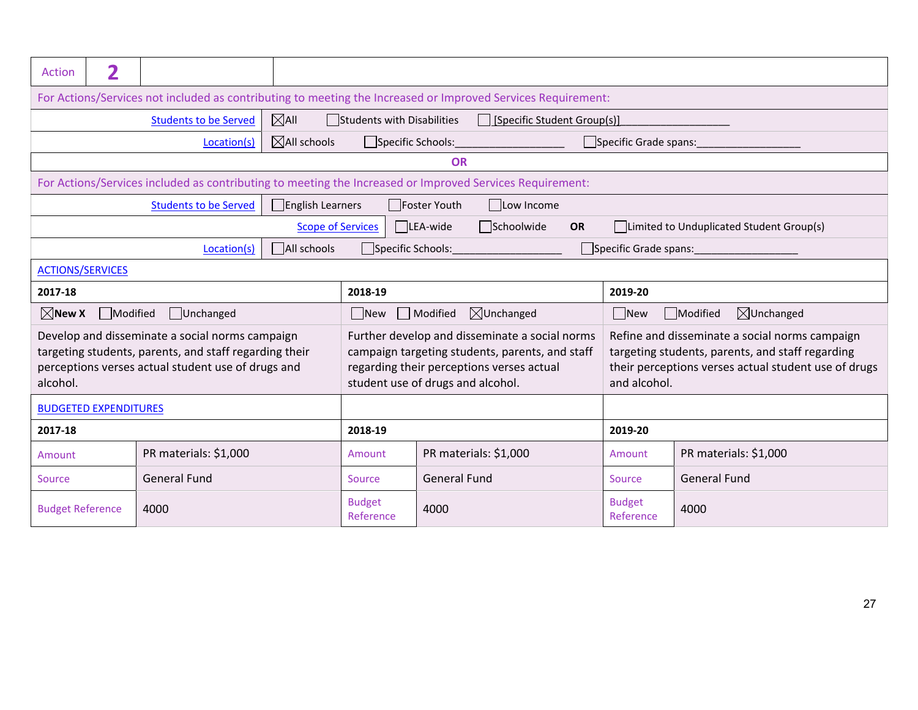| Action | 2 |
|---|---|

For Actions/Services not included as contributing to meeting the Increased or Improved Services Requirement:

| | |
|---|---|
| Students to be Served | ☒All ☐Students with Disabilities ☐[Specific Student Group(s)]___________________ |
| Location(s) | ☒All schools ☐Specific Schools:___________________ ☐Specific Grade spans:__________________ |

**OR**

For Actions/Services included as contributing to meeting the Increased or Improved Services Requirement:

| | |
|---|---|
| Students to be Served | ☐English Learners ☐Foster Youth ☐Low Income |
| Scope of Services | ☐LEA-wide ☐Schoolwide **OR** ☐Limited to Unduplicated Student Group(s) |
| Location(s) | ☐All schools ☐Specific Schools:___________________ ☐Specific Grade spans:__________________ |

ACTIONS/SERVICES

| 2017-18 | 2018-19 | 2019-20 |
|---|---|---|
| ☒**New X** ☐Modified ☐Unchanged | ☐New ☐Modified ☒Unchanged | ☐New ☐Modified ☒Unchanged |
| Develop and disseminate a social norms campaign targeting students, parents, and staff regarding their perceptions verses actual student use of drugs and alcohol. | Further develop and disseminate a social norms campaign targeting students, parents, and staff regarding their perceptions verses actual student use of drugs and alcohol. | Refine and disseminate a social norms campaign targeting students, parents, and staff regarding their perceptions verses actual student use of drugs and alcohol. |

BUDGETED EXPENDITURES

| 2017-18 | | 2018-19 | | 2019-20 | |
|---|---|---|---|---|---|
| Amount | PR materials: $1,000 | Amount | PR materials: $1,000 | Amount | PR materials: $1,000 |
| Source | General Fund | Source | General Fund | Source | General Fund |
| Budget Reference | 4000 | Budget Reference | 4000 | Budget Reference | 4000 |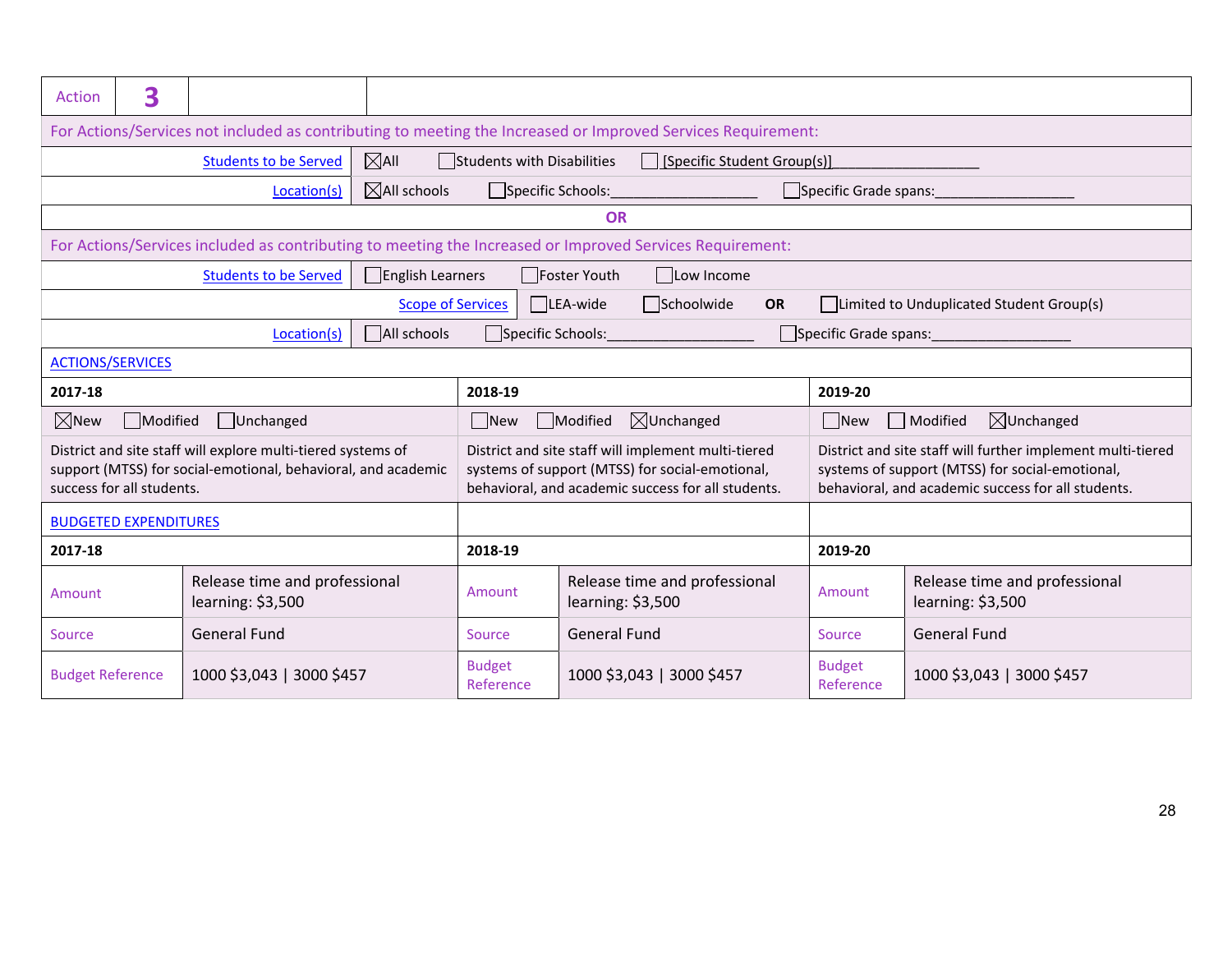| Action | 3 | | |
|---|---|---|---|

For Actions/Services not included as contributing to meeting the Increased or Improved Services Requirement:

| | |
|---|---|
| Students to be Served | ☒All ☐Students with Disabilities ☐[Specific Student Group(s)]__________________ |
| Location(s) | ☒All schools ☐Specific Schools:__________________ ☐Specific Grade spans:__________________ |

**OR**

For Actions/Services included as contributing to meeting the Increased or Improved Services Requirement:

| | |
|---|---|
| Students to be Served | ☐English Learners ☐Foster Youth ☐Low Income |
| Scope of Services | ☐LEA-wide ☐Schoolwide **OR** ☐Limited to Unduplicated Student Group(s) |
| Location(s) | ☐All schools ☐Specific Schools:__________________ ☐Specific Grade spans:__________________ |

ACTIONS/SERVICES

| 2017-18 | 2018-19 | 2019-20 |
|---|---|---|
| ☒New ☐Modified ☐Unchanged | ☐New ☐Modified ☒Unchanged | ☐New ☐Modified ☒Unchanged |
| District and site staff will explore multi-tiered systems of support (MTSS) for social-emotional, behavioral, and academic success for all students. | District and site staff will implement multi-tiered systems of support (MTSS) for social-emotional, behavioral, and academic success for all students. | District and site staff will further implement multi-tiered systems of support (MTSS) for social-emotional, behavioral, and academic success for all students. |

BUDGETED EXPENDITURES

| 2017-18 | | 2018-19 | | 2019-20 | |
|---|---|---|---|---|---|
| Amount | Release time and professional learning: $3,500 | Amount | Release time and professional learning: $3,500 | Amount | Release time and professional learning: $3,500 |
| Source | General Fund | Source | General Fund | Source | General Fund |
| Budget Reference | 1000 $3,043 \| 3000 $457 | Budget Reference | 1000 $3,043 \| 3000 $457 | Budget Reference | 1000 $3,043 \| 3000 $457 |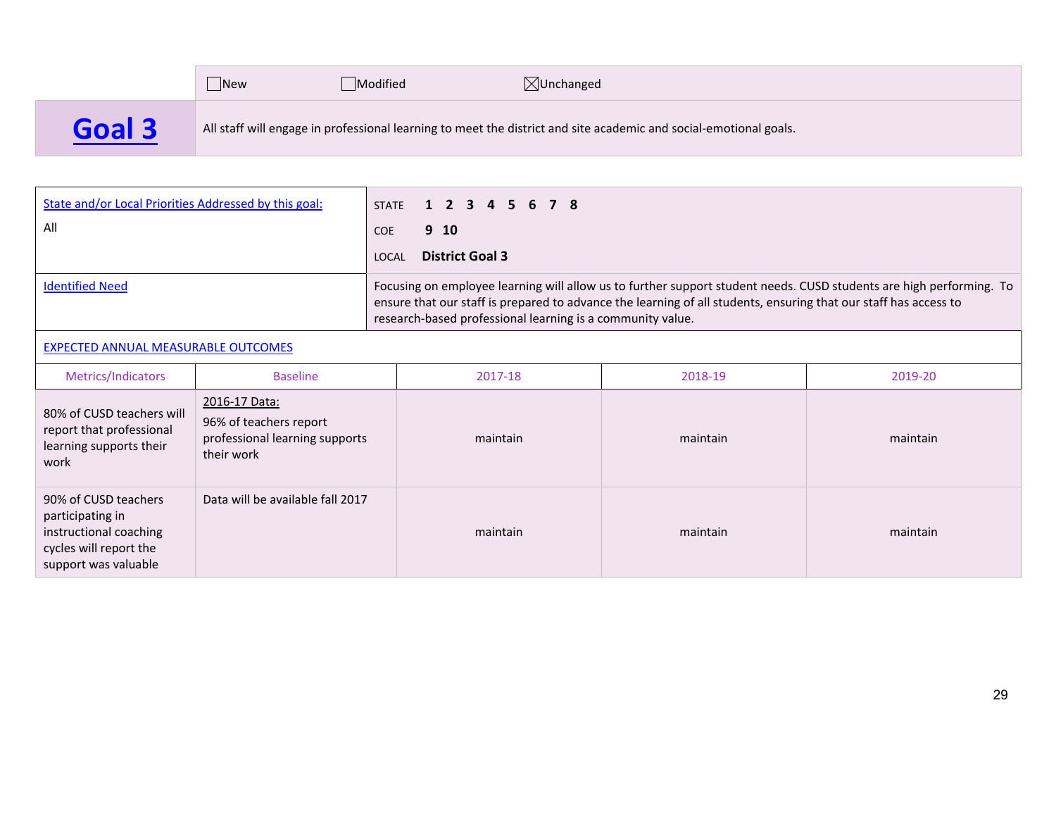☐New ☐Modified ☒Unchanged

## Goal 3

All staff will engage in professional learning to meet the district and site academic and social-emotional goals.

| State and/or Local Priorities Addressed by this goal: | |
|---|---|
| All | STATE **1 2 3 4 5 6 7 8**<br>COE **9 10**<br>LOCAL **District Goal 3** |
| Identified Need | Focusing on employee learning will allow us to further support student needs. CUSD students are high performing. To ensure that our staff is prepared to advance the learning of all students, ensuring that our staff has access to research-based professional learning is a community value. |

EXPECTED ANNUAL MEASURABLE OUTCOMES

| Metrics/Indicators | Baseline | 2017-18 | 2018-19 | 2019-20 |
|---|---|---|---|---|
| 80% of CUSD teachers will report that professional learning supports their work | 2016-17 Data:<br>96% of teachers report professional learning supports their work | maintain | maintain | maintain |
| 90% of CUSD teachers participating in instructional coaching cycles will report the support was valuable | Data will be available fall 2017 | maintain | maintain | maintain |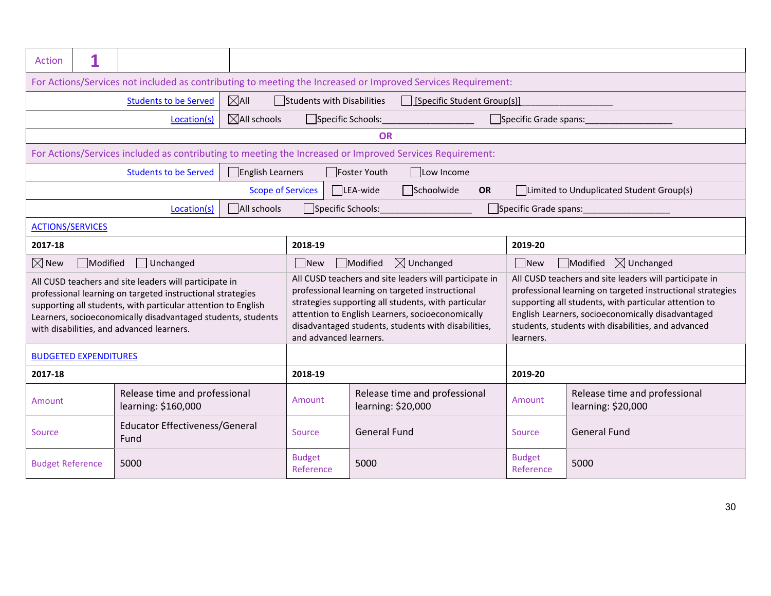| Action | 1 | |
|---|---|---|

For Actions/Services not included as contributing to meeting the Increased or Improved Services Requirement:

| | |
|---|---|
| Students to be Served | ☒All ☐Students with Disabilities ☐[Specific Student Group(s)]__________________ |
| Location(s) | ☒All schools ☐Specific Schools:__________________ ☐Specific Grade spans:__________________ |

**OR**

For Actions/Services included as contributing to meeting the Increased or Improved Services Requirement:

| | |
|---|---|
| Students to be Served | ☐English Learners ☐Foster Youth ☐Low Income |
| Scope of Services | ☐LEA-wide ☐Schoolwide **OR** ☐Limited to Unduplicated Student Group(s) |
| Location(s) | ☐All schools ☐Specific Schools:__________________ ☐Specific Grade spans:__________________ |

ACTIONS/SERVICES

| 2017-18 | 2018-19 | 2019-20 |
|---|---|---|
| ☒ New ☐Modified ☐ Unchanged | ☐New ☐Modified ☒ Unchanged | ☐New ☐Modified ☒ Unchanged |
| All CUSD teachers and site leaders will participate in professional learning on targeted instructional strategies supporting all students, with particular attention to English Learners, socioeconomically disadvantaged students, students with disabilities, and advanced learners. | All CUSD teachers and site leaders will participate in professional learning on targeted instructional strategies supporting all students, with particular attention to English Learners, socioeconomically disadvantaged students, students with disabilities, and advanced learners. | All CUSD teachers and site leaders will participate in professional learning on targeted instructional strategies supporting all students, with particular attention to English Learners, socioeconomically disadvantaged students, students with disabilities, and advanced learners. |

BUDGETED EXPENDITURES

| 2017-18 | | 2018-19 | | 2019-20 | |
|---|---|---|---|---|---|
| Amount | Release time and professional learning: $160,000 | Amount | Release time and professional learning: $20,000 | Amount | Release time and professional learning: $20,000 |
| Source | Educator Effectiveness/General Fund | Source | General Fund | Source | General Fund |
| Budget Reference | 5000 | Budget Reference | 5000 | Budget Reference | 5000 |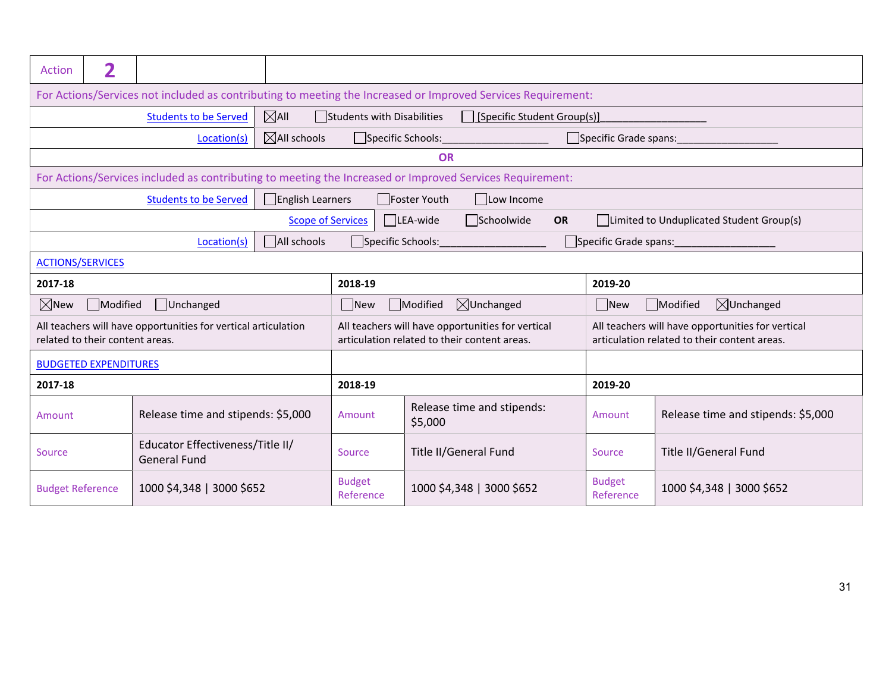| Action | 2 | | |
|---|---|---|---|

For Actions/Services not included as contributing to meeting the Increased or Improved Services Requirement:

| | |
|---|---|
| Students to be Served | ☒All ☐Students with Disabilities ☐[Specific Student Group(s)]__________________ |
| Location(s) | ☒All schools ☐Specific Schools:__________________ ☐Specific Grade spans:__________________ |

**OR**

For Actions/Services included as contributing to meeting the Increased or Improved Services Requirement:

| | |
|---|---|
| Students to be Served | ☐English Learners ☐Foster Youth ☐Low Income |
| Scope of Services | ☐LEA-wide ☐Schoolwide **OR** ☐Limited to Unduplicated Student Group(s) |
| Location(s) | ☐All schools ☐Specific Schools:__________________ ☐Specific Grade spans:__________________ |

ACTIONS/SERVICES

| 2017-18 | 2018-19 | 2019-20 |
|---|---|---|
| ☒New ☐Modified ☐Unchanged | ☐New ☐Modified ☒Unchanged | ☐New ☐Modified ☒Unchanged |
| All teachers will have opportunities for vertical articulation related to their content areas. | All teachers will have opportunities for vertical articulation related to their content areas. | All teachers will have opportunities for vertical articulation related to their content areas. |

BUDGETED EXPENDITURES

| 2017-18 | | 2018-19 | | 2019-20 | |
|---|---|---|---|---|---|
| Amount | Release time and stipends: $5,000 | Amount | Release time and stipends: $5,000 | Amount | Release time and stipends: $5,000 |
| Source | Educator Effectiveness/Title II/ General Fund | Source | Title II/General Fund | Source | Title II/General Fund |
| Budget Reference | 1000 $4,348 \| 3000 $652 | Budget Reference | 1000 $4,348 \| 3000 $652 | Budget Reference | 1000 $4,348 \| 3000 $652 |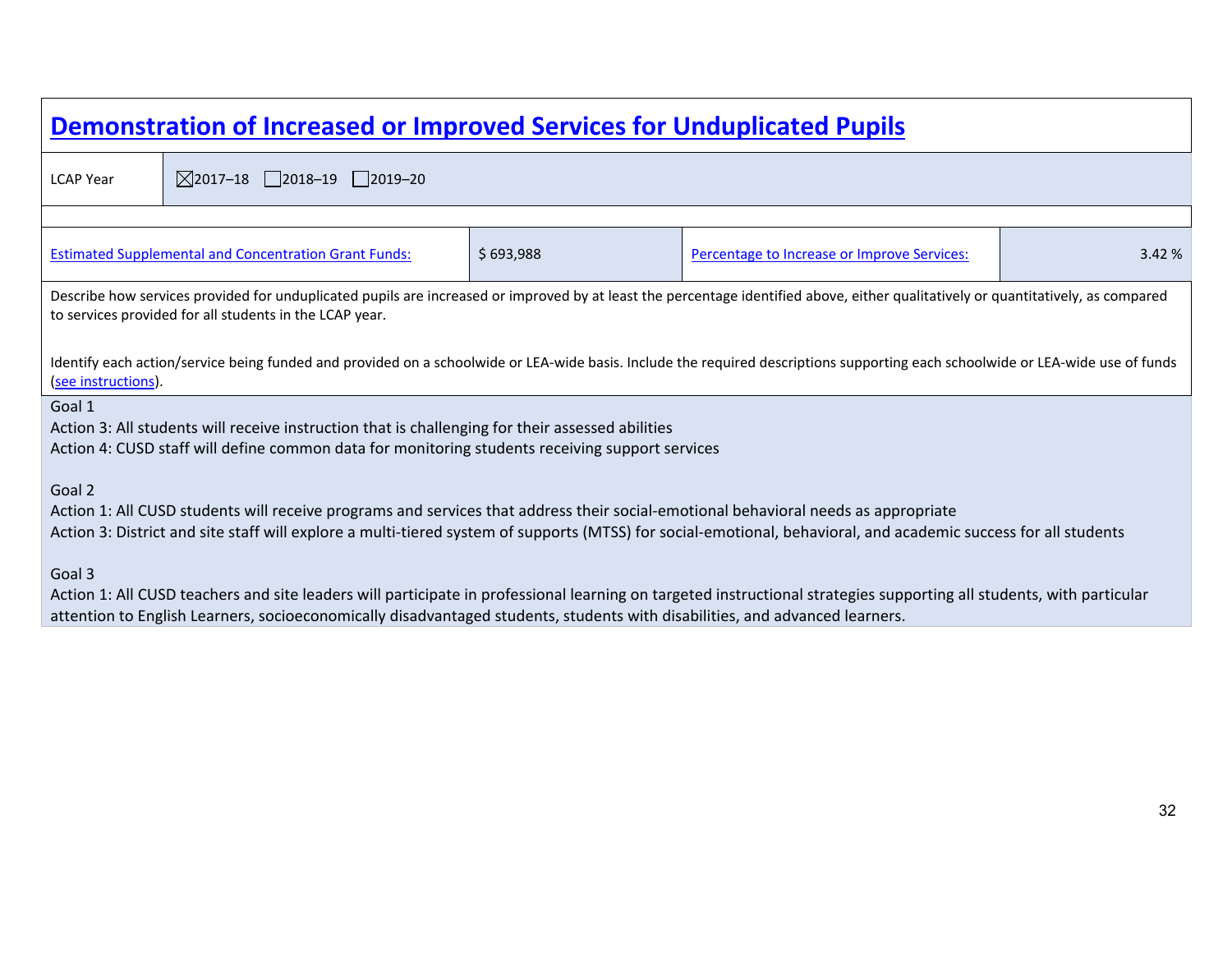# Demonstration of Increased or Improved Services for Unduplicated Pupils

| LCAP Year | ☒2017–18 ☐2018–19 ☐2019–20 | | |
| --- | --- | --- | --- |
| Estimated Supplemental and Concentration Grant Funds: | $ 693,988 | Percentage to Increase or Improve Services: | 3.42 % |

Describe how services provided for unduplicated pupils are increased or improved by at least the percentage identified above, either qualitatively or quantitatively, as compared to services provided for all students in the LCAP year.

Identify each action/service being funded and provided on a schoolwide or LEA-wide basis. Include the required descriptions supporting each schoolwide or LEA-wide use of funds (see instructions).

Goal 1
Action 3: All students will receive instruction that is challenging for their assessed abilities
Action 4: CUSD staff will define common data for monitoring students receiving support services

Goal 2
Action 1: All CUSD students will receive programs and services that address their social-emotional behavioral needs as appropriate
Action 3: District and site staff will explore a multi-tiered system of supports (MTSS) for social-emotional, behavioral, and academic success for all students

Goal 3
Action 1: All CUSD teachers and site leaders will participate in professional learning on targeted instructional strategies supporting all students, with particular attention to English Learners, socioeconomically disadvantaged students, students with disabilities, and advanced learners.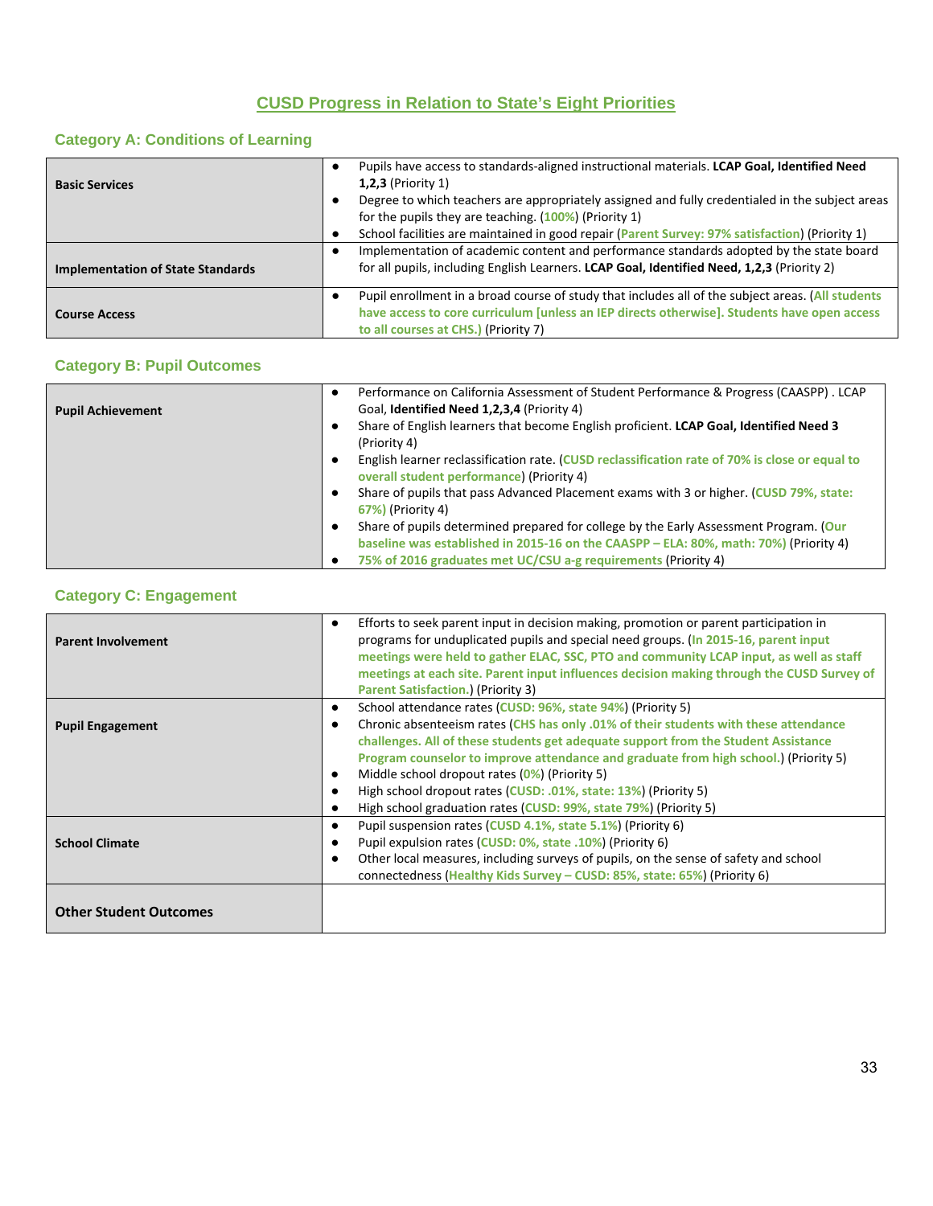# CUSD Progress in Relation to State's Eight Priorities

## Category A: Conditions of Learning

| | |
|---|---|
| **Basic Services** | • Pupils have access to standards-aligned instructional materials. **LCAP Goal, Identified Need 1,2,3** (Priority 1)<br>• Degree to which teachers are appropriately assigned and fully credentialed in the subject areas for the pupils they are teaching. (**100%**) (Priority 1)<br>• School facilities are maintained in good repair (**Parent Survey: 97% satisfaction**) (Priority 1) |
| **Implementation of State Standards** | • Implementation of academic content and performance standards adopted by the state board for all pupils, including English Learners. **LCAP Goal, Identified Need, 1,2,3** (Priority 2) |
| **Course Access** | • Pupil enrollment in a broad course of study that includes all of the subject areas. (**All students have access to core curriculum [unless an IEP directs otherwise]. Students have open access to all courses at CHS.**) (Priority 7) |

## Category B: Pupil Outcomes

| | |
|---|---|
| **Pupil Achievement** | • Performance on California Assessment of Student Performance & Progress (CAASPP) . LCAP Goal, **Identified Need 1,2,3,4** (Priority 4)<br>• Share of English learners that become English proficient. **LCAP Goal, Identified Need 3** (Priority 4)<br>• English learner reclassification rate. (**CUSD reclassification rate of 70% is close or equal to overall student performance**) (Priority 4)<br>• Share of pupils that pass Advanced Placement exams with 3 or higher. (**CUSD 79%, state: 67%**) (Priority 4)<br>• Share of pupils determined prepared for college by the Early Assessment Program. (**Our baseline was established in 2015-16 on the CAASPP – ELA: 80%, math: 70%**) (Priority 4)<br>• **75% of 2016 graduates met UC/CSU a-g requirements** (Priority 4) |

## Category C: Engagement

| | |
|---|---|
| **Parent Involvement** | • Efforts to seek parent input in decision making, promotion or parent participation in programs for unduplicated pupils and special need groups. (**In 2015-16, parent input meetings were held to gather ELAC, SSC, PTO and community LCAP input, as well as staff meetings at each site. Parent input influences decision making through the CUSD Survey of Parent Satisfaction.**) (Priority 3) |
| **Pupil Engagement** | • School attendance rates (**CUSD: 96%, state 94%**) (Priority 5)<br>• Chronic absenteeism rates (**CHS has only .01% of their students with these attendance challenges. All of these students get adequate support from the Student Assistance Program counselor to improve attendance and graduate from high school.**) (Priority 5)<br>• Middle school dropout rates (**0%**) (Priority 5)<br>• High school dropout rates (**CUSD: .01%, state: 13%**) (Priority 5)<br>• High school graduation rates (**CUSD: 99%, state 79%**) (Priority 5) |
| **School Climate** | • Pupil suspension rates (**CUSD 4.1%, state 5.1%**) (Priority 6)<br>• Pupil expulsion rates (**CUSD: 0%, state .10%**) (Priority 6)<br>• Other local measures, including surveys of pupils, on the sense of safety and school connectedness (**Healthy Kids Survey – CUSD: 85%, state: 65%**) (Priority 6) |
| **Other Student Outcomes** | |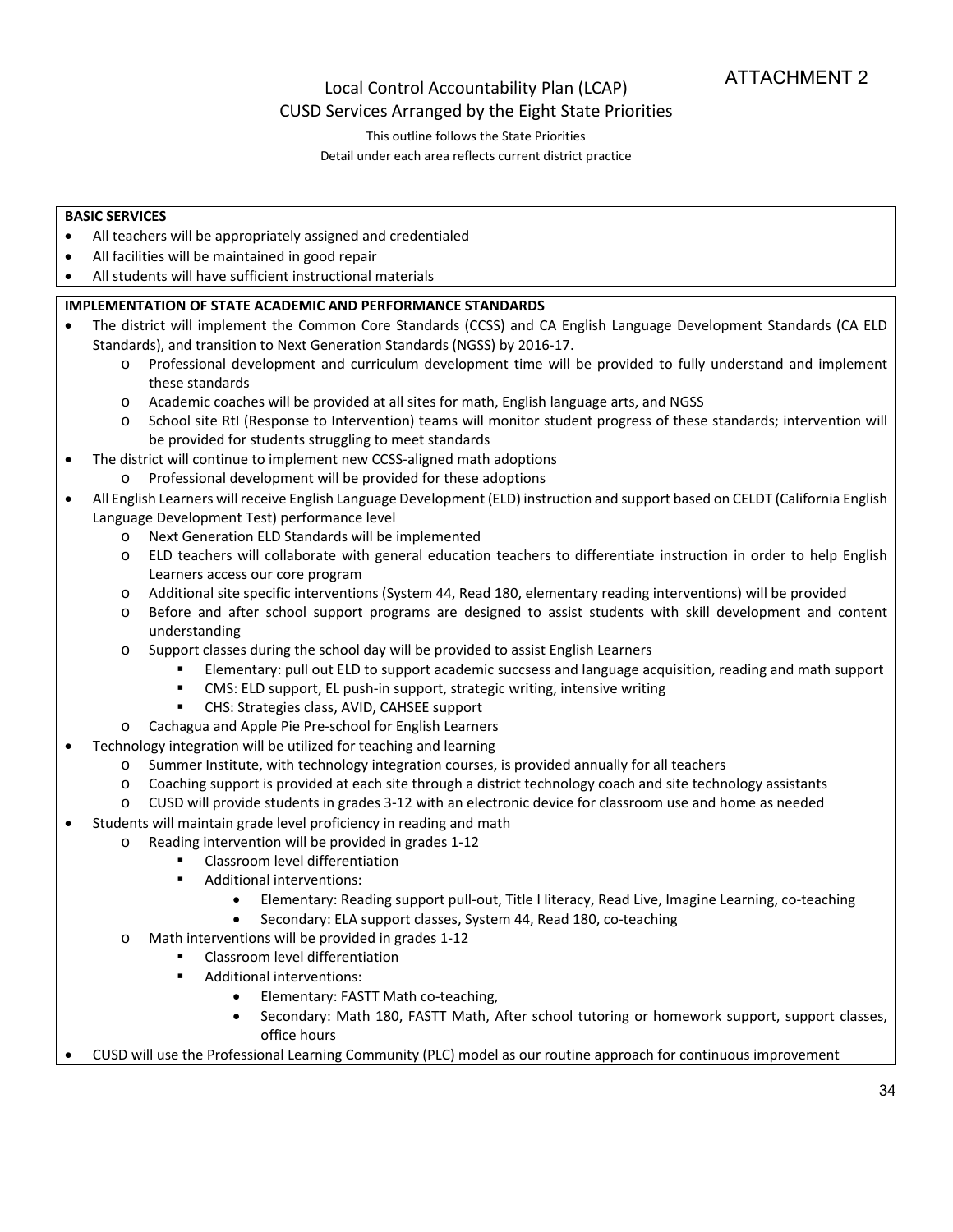ATTACHMENT 2

# Local Control Accountability Plan (LCAP)
## CUSD Services Arranged by the Eight State Priorities

This outline follows the State Priorities

Detail under each area reflects current district practice

**BASIC SERVICES**

- All teachers will be appropriately assigned and credentialed
- All facilities will be maintained in good repair
- All students will have sufficient instructional materials

**IMPLEMENTATION OF STATE ACADEMIC AND PERFORMANCE STANDARDS**

- The district will implement the Common Core Standards (CCSS) and CA English Language Development Standards (CA ELD Standards), and transition to Next Generation Standards (NGSS) by 2016-17.
    - Professional development and curriculum development time will be provided to fully understand and implement these standards
    - Academic coaches will be provided at all sites for math, English language arts, and NGSS
    - School site RtI (Response to Intervention) teams will monitor student progress of these standards; intervention will be provided for students struggling to meet standards
- The district will continue to implement new CCSS-aligned math adoptions
    - Professional development will be provided for these adoptions
- All English Learners will receive English Language Development (ELD) instruction and support based on CELDT (California English Language Development Test) performance level
    - Next Generation ELD Standards will be implemented
    - ELD teachers will collaborate with general education teachers to differentiate instruction in order to help English Learners access our core program
    - Additional site specific interventions (System 44, Read 180, elementary reading interventions) will be provided
    - Before and after school support programs are designed to assist students with skill development and content understanding
    - Support classes during the school day will be provided to assist English Learners
        - Elementary: pull out ELD to support academic succsess and language acquisition, reading and math support
        - CMS: ELD support, EL push-in support, strategic writing, intensive writing
        - CHS: Strategies class, AVID, CAHSEE support
    - Cachagua and Apple Pie Pre-school for English Learners
- Technology integration will be utilized for teaching and learning
    - Summer Institute, with technology integration courses, is provided annually for all teachers
    - Coaching support is provided at each site through a district technology coach and site technology assistants
    - CUSD will provide students in grades 3-12 with an electronic device for classroom use and home as needed
- Students will maintain grade level proficiency in reading and math
    - Reading intervention will be provided in grades 1-12
        - Classroom level differentiation
        - Additional interventions:
            - Elementary: Reading support pull-out, Title I literacy, Read Live, Imagine Learning, co-teaching
            - Secondary: ELA support classes, System 44, Read 180, co-teaching
    - Math interventions will be provided in grades 1-12
        - Classroom level differentiation
        - Additional interventions:
            - Elementary: FASTT Math co-teaching,
            - Secondary: Math 180, FASTT Math, After school tutoring or homework support, support classes, office hours
- CUSD will use the Professional Learning Community (PLC) model as our routine approach for continuous improvement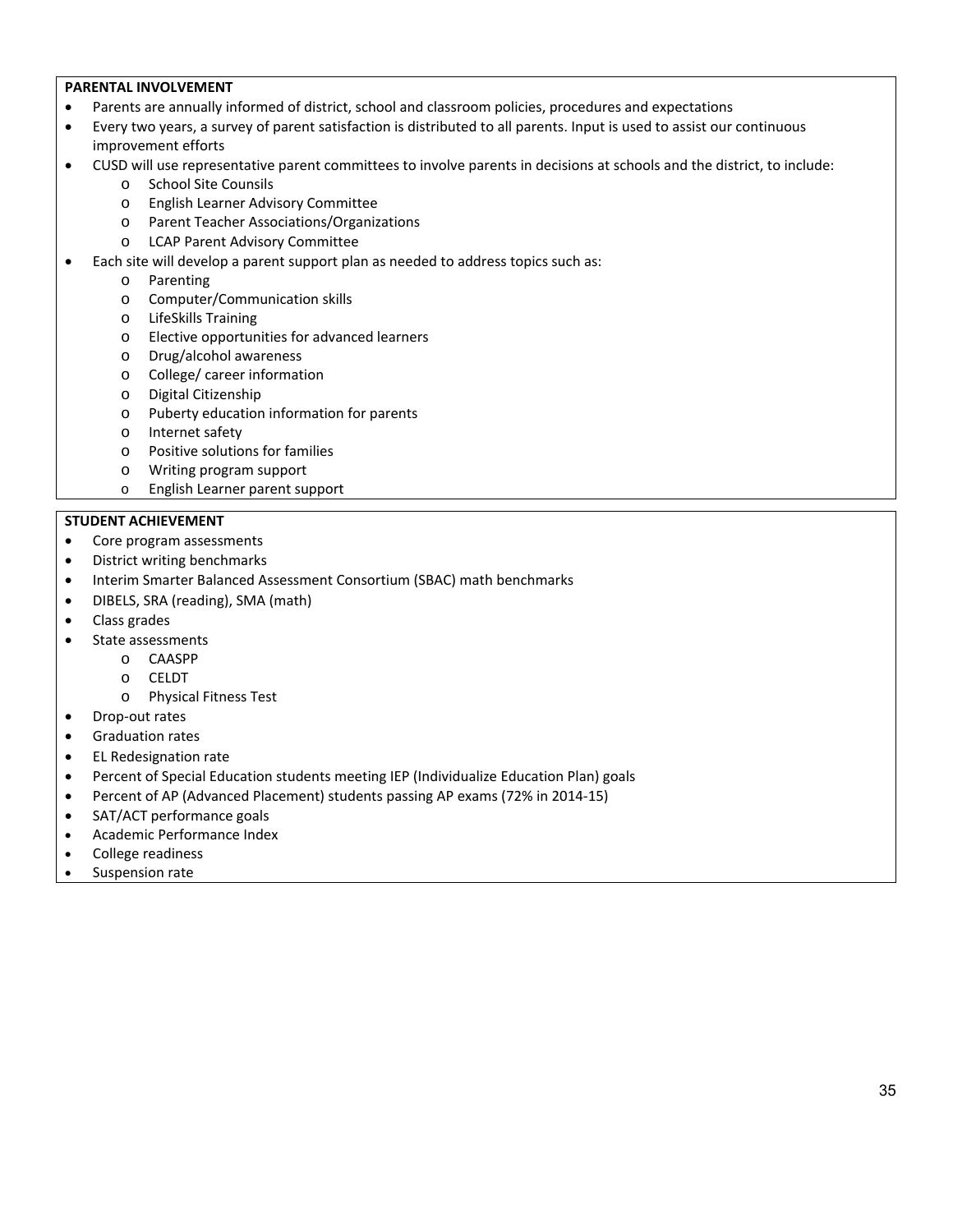**PARENTAL INVOLVEMENT**

- Parents are annually informed of district, school and classroom policies, procedures and expectations
- Every two years, a survey of parent satisfaction is distributed to all parents. Input is used to assist our continuous improvement efforts
- CUSD will use representative parent committees to involve parents in decisions at schools and the district, to include:
  - School Site Counsils
  - English Learner Advisory Committee
  - Parent Teacher Associations/Organizations
  - LCAP Parent Advisory Committee
- Each site will develop a parent support plan as needed to address topics such as:
  - Parenting
  - Computer/Communication skills
  - LifeSkills Training
  - Elective opportunities for advanced learners
  - Drug/alcohol awareness
  - College/ career information
  - Digital Citizenship
  - Puberty education information for parents
  - Internet safety
  - Positive solutions for families
  - Writing program support
  - English Learner parent support

**STUDENT ACHIEVEMENT**

- Core program assessments
- District writing benchmarks
- Interim Smarter Balanced Assessment Consortium (SBAC) math benchmarks
- DIBELS, SRA (reading), SMA (math)
- Class grades
- State assessments
  - CAASPP
  - CELDT
  - Physical Fitness Test
- Drop-out rates
- Graduation rates
- EL Redesignation rate
- Percent of Special Education students meeting IEP (Individualize Education Plan) goals
- Percent of AP (Advanced Placement) students passing AP exams (72% in 2014-15)
- SAT/ACT performance goals
- Academic Performance Index
- College readiness
- Suspension rate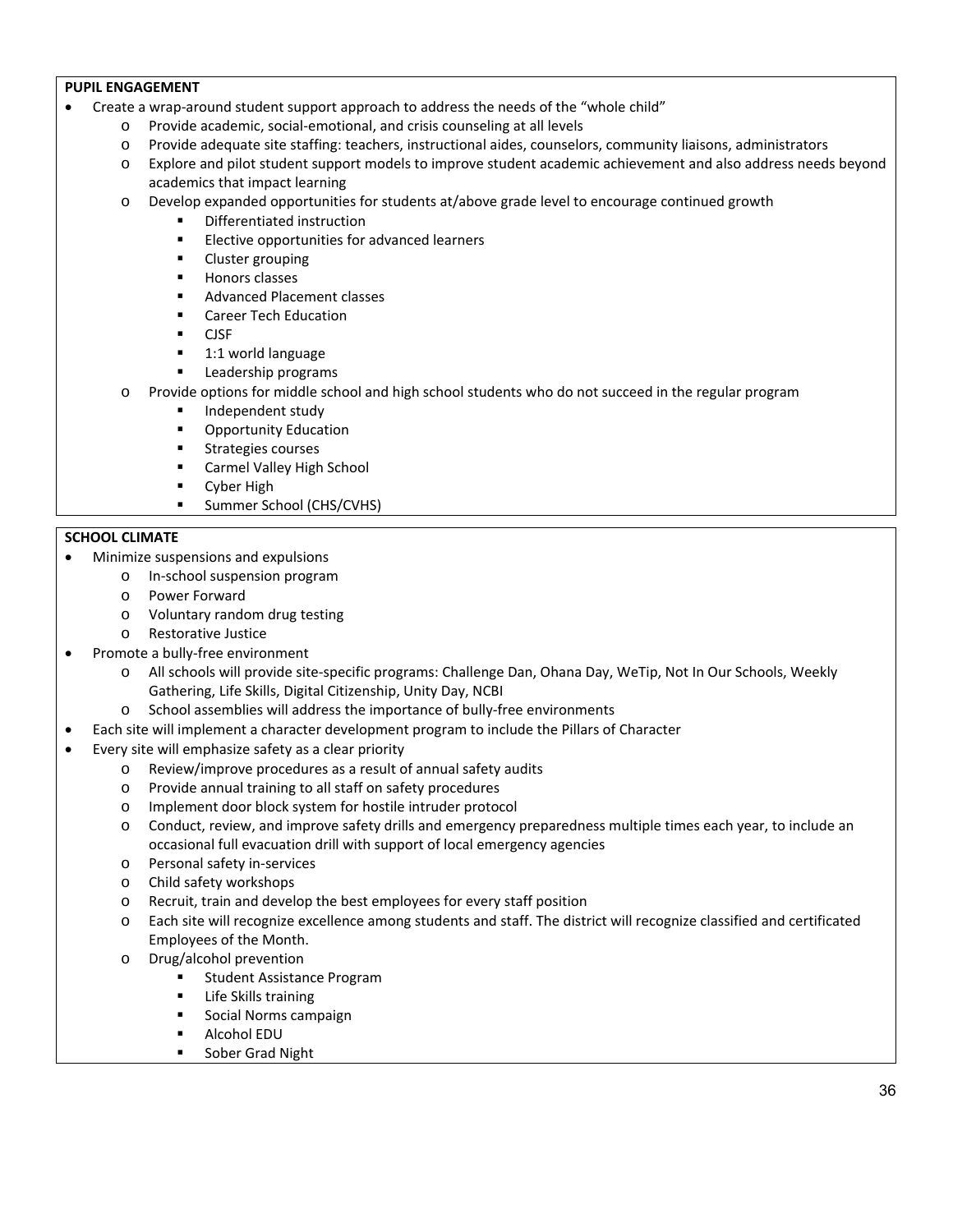**PUPIL ENGAGEMENT**

- Create a wrap-around student support approach to address the needs of the "whole child"
  - Provide academic, social-emotional, and crisis counseling at all levels
  - Provide adequate site staffing: teachers, instructional aides, counselors, community liaisons, administrators
  - Explore and pilot student support models to improve student academic achievement and also address needs beyond academics that impact learning
  - Develop expanded opportunities for students at/above grade level to encourage continued growth
    - Differentiated instruction
    - Elective opportunities for advanced learners
    - Cluster grouping
    - Honors classes
    - Advanced Placement classes
    - Career Tech Education
    - CJSF
    - 1:1 world language
    - Leadership programs
  - Provide options for middle school and high school students who do not succeed in the regular program
    - Independent study
    - Opportunity Education
    - Strategies courses
    - Carmel Valley High School
    - Cyber High
    - Summer School (CHS/CVHS)

**SCHOOL CLIMATE**

- Minimize suspensions and expulsions
  - In-school suspension program
  - Power Forward
  - Voluntary random drug testing
  - Restorative Justice
- Promote a bully-free environment
  - All schools will provide site-specific programs: Challenge Dan, Ohana Day, WeTip, Not In Our Schools, Weekly Gathering, Life Skills, Digital Citizenship, Unity Day, NCBI
  - School assemblies will address the importance of bully-free environments
- Each site will implement a character development program to include the Pillars of Character
- Every site will emphasize safety as a clear priority
  - Review/improve procedures as a result of annual safety audits
  - Provide annual training to all staff on safety procedures
  - Implement door block system for hostile intruder protocol
  - Conduct, review, and improve safety drills and emergency preparedness multiple times each year, to include an occasional full evacuation drill with support of local emergency agencies
  - Personal safety in-services
  - Child safety workshops
  - Recruit, train and develop the best employees for every staff position
  - Each site will recognize excellence among students and staff. The district will recognize classified and certificated Employees of the Month.
  - Drug/alcohol prevention
    - Student Assistance Program
    - Life Skills training
    - Social Norms campaign
    - Alcohol EDU
    - Sober Grad Night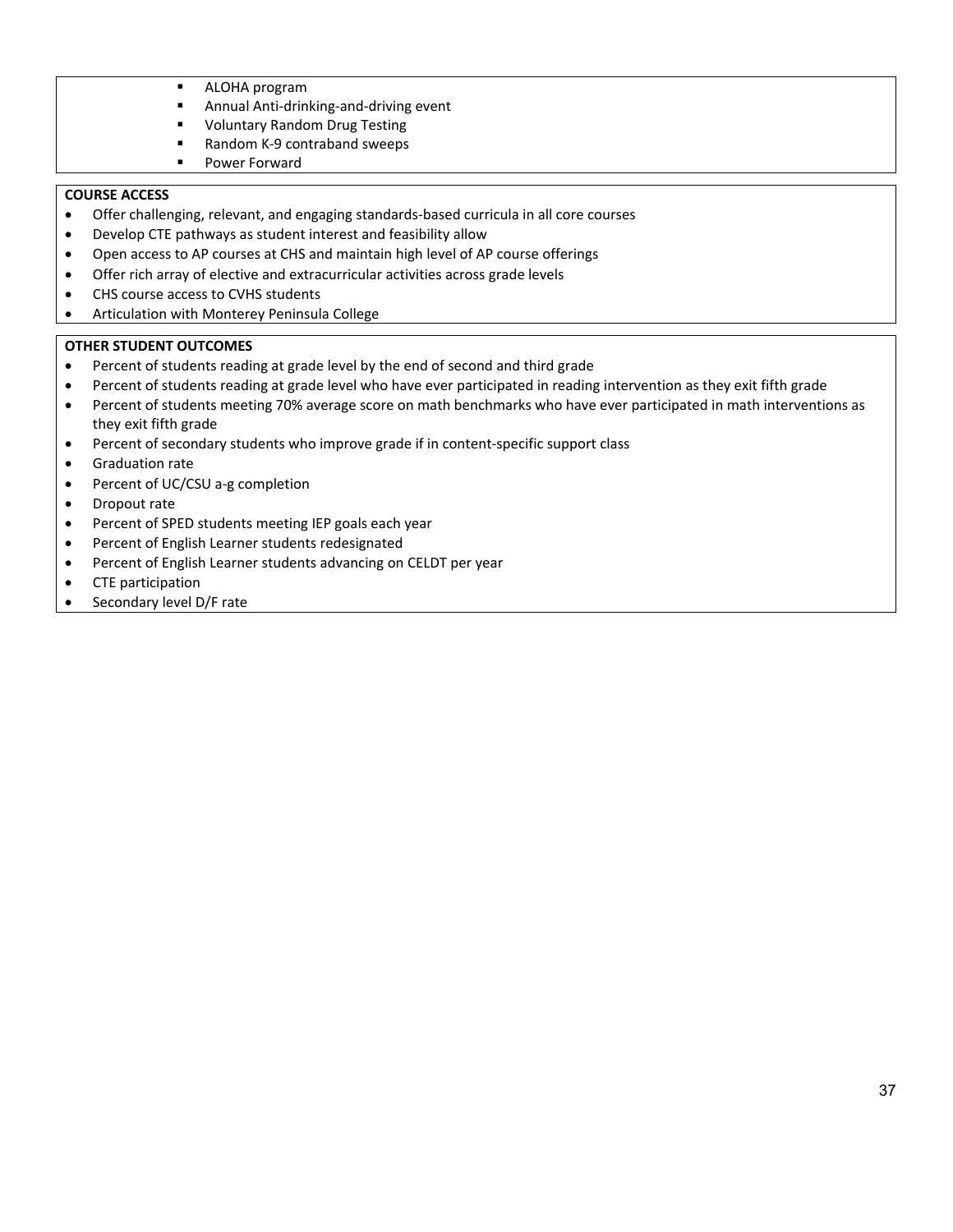- ALOHA program
- Annual Anti-drinking-and-driving event
- Voluntary Random Drug Testing
- Random K-9 contraband sweeps
- Power Forward

**COURSE ACCESS**

- Offer challenging, relevant, and engaging standards-based curricula in all core courses
- Develop CTE pathways as student interest and feasibility allow
- Open access to AP courses at CHS and maintain high level of AP course offerings
- Offer rich array of elective and extracurricular activities across grade levels
- CHS course access to CVHS students
- Articulation with Monterey Peninsula College

**OTHER STUDENT OUTCOMES**

- Percent of students reading at grade level by the end of second and third grade
- Percent of students reading at grade level who have ever participated in reading intervention as they exit fifth grade
- Percent of students meeting 70% average score on math benchmarks who have ever participated in math interventions as they exit fifth grade
- Percent of secondary students who improve grade if in content-specific support class
- Graduation rate
- Percent of UC/CSU a-g completion
- Dropout rate
- Percent of SPED students meeting IEP goals each year
- Percent of English Learner students redesignated
- Percent of English Learner students advancing on CELDT per year
- CTE participation
- Secondary level D/F rate